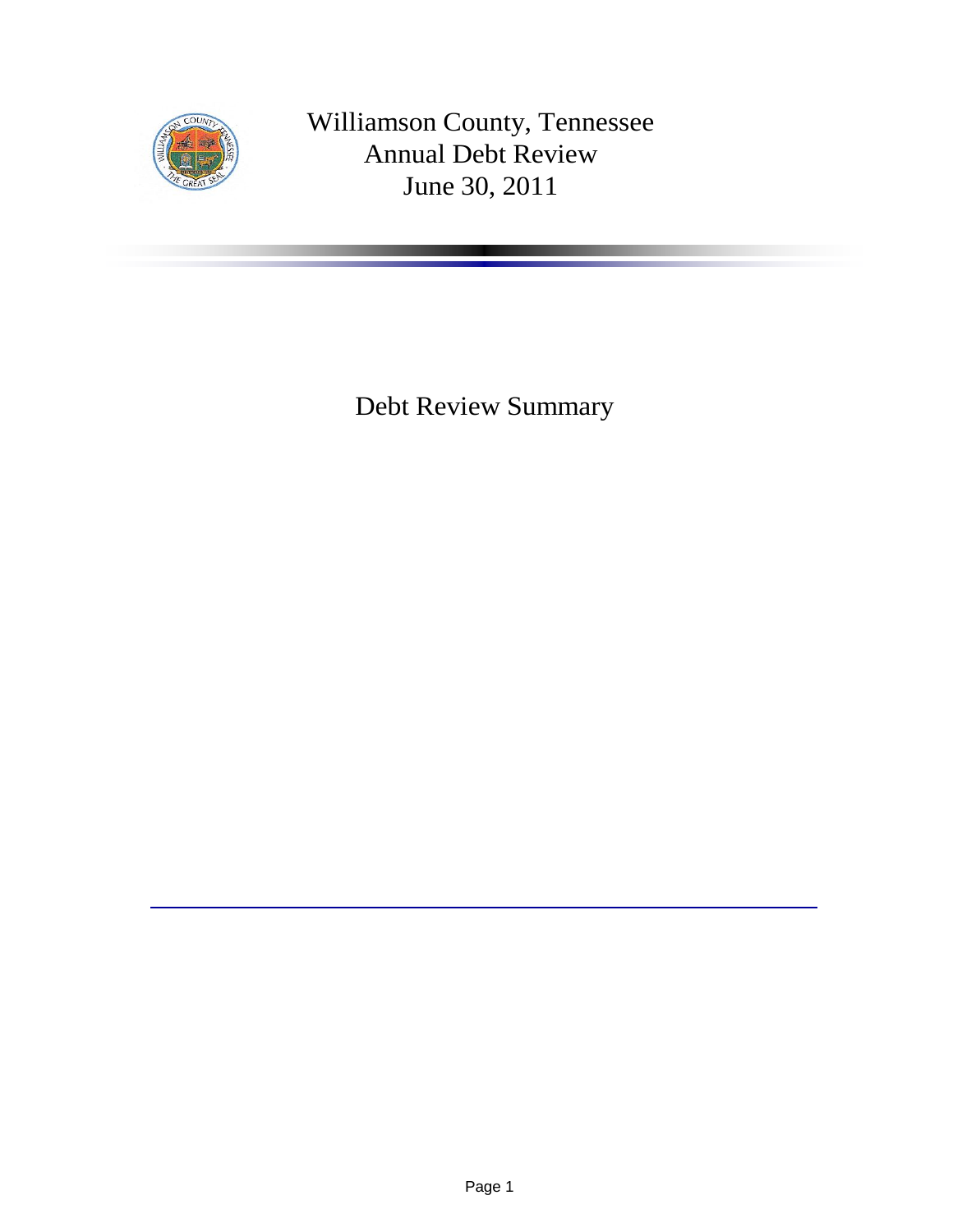# Williamson County, Tennessee
## Annual Debt Review
## June 30, 2011

## Debt Review Summary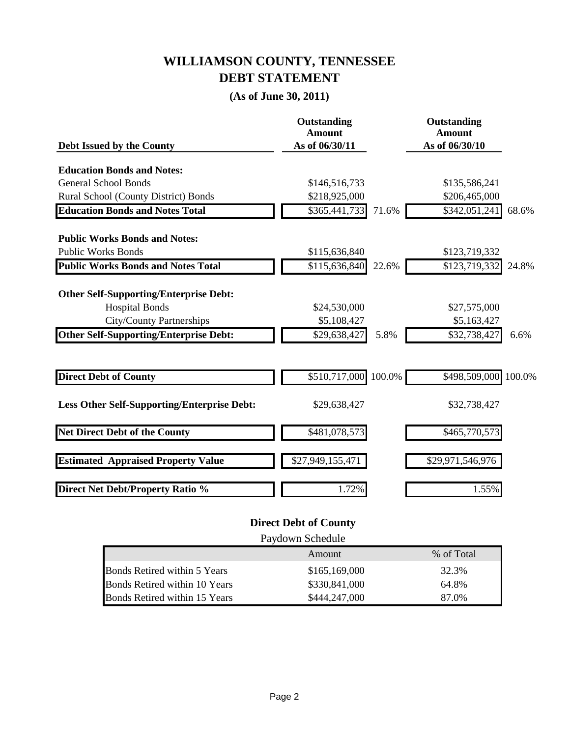# WILLIAMSON COUNTY, TENNESSEE
# DEBT STATEMENT

**(As of June 30, 2011)**

| Debt Issued by the County | Outstanding Amount As of 06/30/11 | | Outstanding Amount As of 06/30/10 | |
|---|---|---|---|---|
| **Education Bonds and Notes:** | | | | |
| General School Bonds | $146,516,733 | | $135,586,241 | |
| Rural School (County District) Bonds | $218,925,000 | | $206,465,000 | |
| **Education Bonds and Notes Total** | $365,441,733 | 71.6% | $342,051,241 | 68.6% |
| **Public Works Bonds and Notes:** | | | | |
| Public Works Bonds | $115,636,840 | | $123,719,332 | |
| **Public Works Bonds and Notes Total** | $115,636,840 | 22.6% | $123,719,332 | 24.8% |
| **Other Self-Supporting/Enterprise Debt:** | | | | |
| Hospital Bonds | $24,530,000 | | $27,575,000 | |
| City/County Partnerships | $5,108,427 | | $5,163,427 | |
| **Other Self-Supporting/Enterprise Debt:** | $29,638,427 | 5.8% | $32,738,427 | 6.6% |
| **Direct Debt of County** | $510,717,000 | 100.0% | $498,509,000 | 100.0% |
| **Less Other Self-Supporting/Enterprise Debt:** | $29,638,427 | | $32,738,427 | |
| **Net Direct Debt of the County** | $481,078,573 | | $465,770,573 | |
| **Estimated Appraised Property Value** | $27,949,155,471 | | $29,971,546,976 | |
| **Direct Net Debt/Property Ratio %** | 1.72% | | 1.55% | |

## Direct Debt of County

Paydown Schedule

| | Amount | % of Total |
|---|---|---|
| Bonds Retired within 5 Years | $165,169,000 | 32.3% |
| Bonds Retired within 10 Years | $330,841,000 | 64.8% |
| Bonds Retired within 15 Years | $444,247,000 | 87.0% |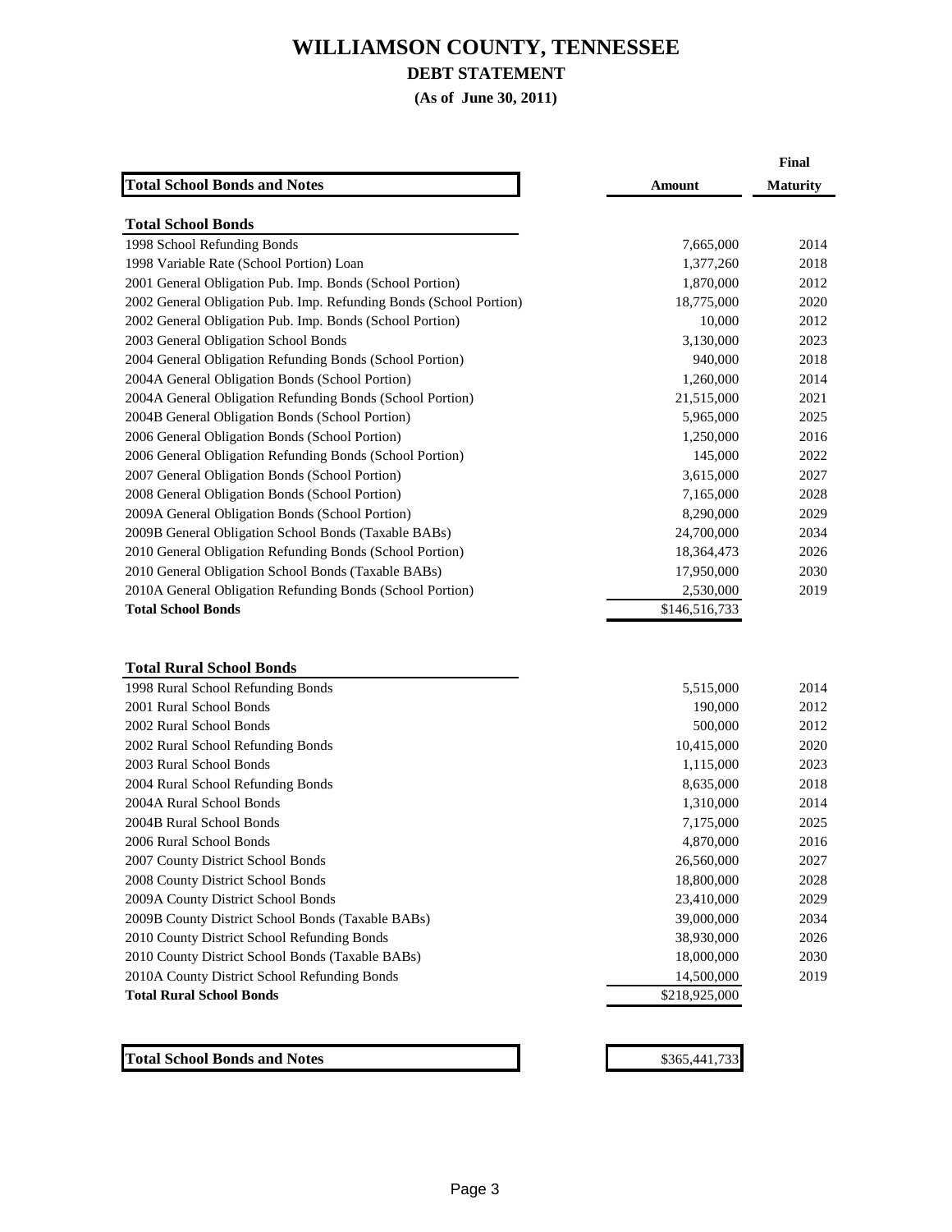# WILLIAMSON COUNTY, TENNESSEE

## DEBT STATEMENT

**(As of June 30, 2011)**

| Total School Bonds and Notes | Amount | Final Maturity |
|---|---|---|
| **Total School Bonds** | | |
| 1998 School Refunding Bonds | 7,665,000 | 2014 |
| 1998 Variable Rate (School Portion) Loan | 1,377,260 | 2018 |
| 2001 General Obligation Pub. Imp. Bonds (School Portion) | 1,870,000 | 2012 |
| 2002 General Obligation Pub. Imp. Refunding Bonds (School Portion) | 18,775,000 | 2020 |
| 2002 General Obligation Pub. Imp. Bonds (School Portion) | 10,000 | 2012 |
| 2003 General Obligation School Bonds | 3,130,000 | 2023 |
| 2004 General Obligation Refunding Bonds (School Portion) | 940,000 | 2018 |
| 2004A General Obligation Bonds (School Portion) | 1,260,000 | 2014 |
| 2004A General Obligation Refunding Bonds (School Portion) | 21,515,000 | 2021 |
| 2004B General Obligation Bonds (School Portion) | 5,965,000 | 2025 |
| 2006 General Obligation Bonds (School Portion) | 1,250,000 | 2016 |
| 2006 General Obligation Refunding Bonds (School Portion) | 145,000 | 2022 |
| 2007 General Obligation Bonds (School Portion) | 3,615,000 | 2027 |
| 2008 General Obligation Bonds (School Portion) | 7,165,000 | 2028 |
| 2009A General Obligation Bonds (School Portion) | 8,290,000 | 2029 |
| 2009B General Obligation School Bonds (Taxable BABs) | 24,700,000 | 2034 |
| 2010 General Obligation Refunding Bonds (School Portion) | 18,364,473 | 2026 |
| 2010 General Obligation School Bonds (Taxable BABs) | 17,950,000 | 2030 |
| 2010A General Obligation Refunding Bonds (School Portion) | 2,530,000 | 2019 |
| **Total School Bonds** | $146,516,733 | |
| | | |
| **Total Rural School Bonds** | | |
| 1998 Rural School Refunding Bonds | 5,515,000 | 2014 |
| 2001 Rural School Bonds | 190,000 | 2012 |
| 2002 Rural School Bonds | 500,000 | 2012 |
| 2002 Rural School Refunding Bonds | 10,415,000 | 2020 |
| 2003 Rural School Bonds | 1,115,000 | 2023 |
| 2004 Rural School Refunding Bonds | 8,635,000 | 2018 |
| 2004A Rural School Bonds | 1,310,000 | 2014 |
| 2004B Rural School Bonds | 7,175,000 | 2025 |
| 2006 Rural School Bonds | 4,870,000 | 2016 |
| 2007 County District School Bonds | 26,560,000 | 2027 |
| 2008 County District School Bonds | 18,800,000 | 2028 |
| 2009A County District School Bonds | 23,410,000 | 2029 |
| 2009B County District School Bonds (Taxable BABs) | 39,000,000 | 2034 |
| 2010 County District School Refunding Bonds | 38,930,000 | 2026 |
| 2010 County District School Bonds (Taxable BABs) | 18,000,000 | 2030 |
| 2010A County District School Refunding Bonds | 14,500,000 | 2019 |
| **Total Rural School Bonds** | $218,925,000 | |
| | | |
| **Total School Bonds and Notes** | $365,441,733 | |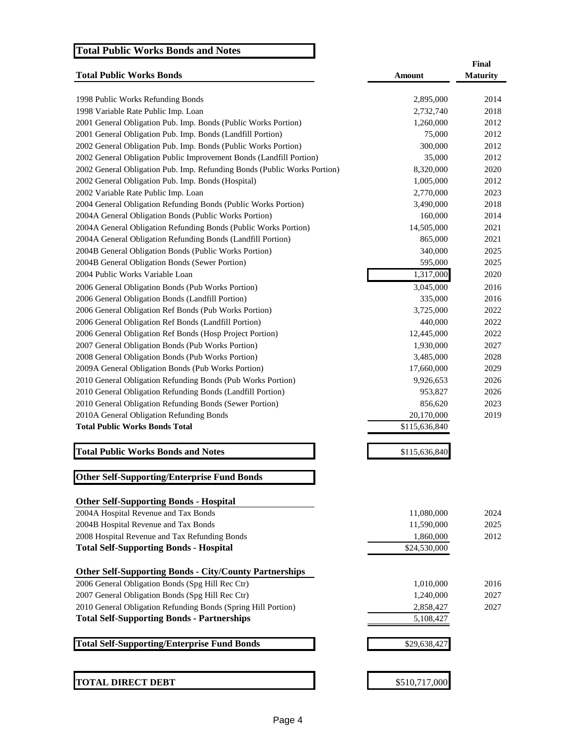## Total Public Works Bonds and Notes

| Total Public Works Bonds | Amount | Final Maturity |
|---|---|---|
| 1998 Public Works Refunding Bonds | 2,895,000 | 2014 |
| 1998 Variable Rate Public Imp. Loan | 2,732,740 | 2018 |
| 2001 General Obligation Pub. Imp. Bonds (Public Works Portion) | 1,260,000 | 2012 |
| 2001 General Obligation Pub. Imp. Bonds (Landfill Portion) | 75,000 | 2012 |
| 2002 General Obligation Pub. Imp. Bonds (Public Works Portion) | 300,000 | 2012 |
| 2002 General Obligation Public Improvement Bonds (Landfill Portion) | 35,000 | 2012 |
| 2002 General Obligation Pub. Imp. Refunding Bonds (Public Works Portion) | 8,320,000 | 2020 |
| 2002 General Obligation Pub. Imp. Bonds (Hospital) | 1,005,000 | 2012 |
| 2002 Variable Rate Public Imp. Loan | 2,770,000 | 2023 |
| 2004 General Obligation Refunding Bonds (Public Works Portion) | 3,490,000 | 2018 |
| 2004A General Obligation Bonds (Public Works Portion) | 160,000 | 2014 |
| 2004A General Obligation Refunding Bonds (Public Works Portion) | 14,505,000 | 2021 |
| 2004A General Obligation Refunding Bonds (Landfill Portion) | 865,000 | 2021 |
| 2004B General Obligation Bonds (Public Works Portion) | 340,000 | 2025 |
| 2004B General Obligation Bonds (Sewer Portion) | 595,000 | 2025 |
| 2004 Public Works Variable Loan | 1,317,000 | 2020 |
| 2006 General Obligation Bonds (Pub Works Portion) | 3,045,000 | 2016 |
| 2006 General Obligation Bonds (Landfill Portion) | 335,000 | 2016 |
| 2006 General Obligation Ref Bonds (Pub Works Portion) | 3,725,000 | 2022 |
| 2006 General Obligation Ref Bonds (Landfill Portion) | 440,000 | 2022 |
| 2006 General Obligation Ref Bonds (Hosp Project Portion) | 12,445,000 | 2022 |
| 2007 General Obligation Bonds (Pub Works Portion) | 1,930,000 | 2027 |
| 2008 General Obligation Bonds (Pub Works Portion) | 3,485,000 | 2028 |
| 2009A General Obligation Bonds (Pub Works Portion) | 17,660,000 | 2029 |
| 2010 General Obligation Refunding Bonds (Pub Works Portion) | 9,926,653 | 2026 |
| 2010 General Obligation Refunding Bonds (Landfill Portion) | 953,827 | 2026 |
| 2010 General Obligation Refunding Bonds (Sewer Portion) | 856,620 | 2023 |
| 2010A General Obligation Refunding Bonds | 20,170,000 | 2019 |
| **Total Public Works Bonds Total** | $115,636,840 | |
| **Total Public Works Bonds and Notes** | $115,636,840 | |

## Other Self-Supporting/Enterprise Fund Bonds

| Other Self-Supporting Bonds - Hospital | Amount | Final Maturity |
|---|---|---|
| 2004A Hospital Revenue and Tax Bonds | 11,080,000 | 2024 |
| 2004B Hospital Revenue and Tax Bonds | 11,590,000 | 2025 |
| 2008 Hospital Revenue and Tax Refunding Bonds | 1,860,000 | 2012 |
| **Total Self-Supporting Bonds - Hospital** | $24,530,000 | |

| Other Self-Supporting Bonds - City/County Partnerships | Amount | Final Maturity |
|---|---|---|
| 2006 General Obligation Bonds (Spg Hill Rec Ctr) | 1,010,000 | 2016 |
| 2007 General Obligation Bonds (Spg Hill Rec Ctr) | 1,240,000 | 2027 |
| 2010 General Obligation Refunding Bonds (Spring Hill Portion) | 2,858,427 | 2027 |
| **Total Self-Supporting Bonds - Partnerships** | 5,108,427 | |

| | Amount |
|---|---|
| **Total Self-Supporting/Enterprise Fund Bonds** | $29,638,427 |
| **TOTAL DIRECT DEBT** | $510,717,000 |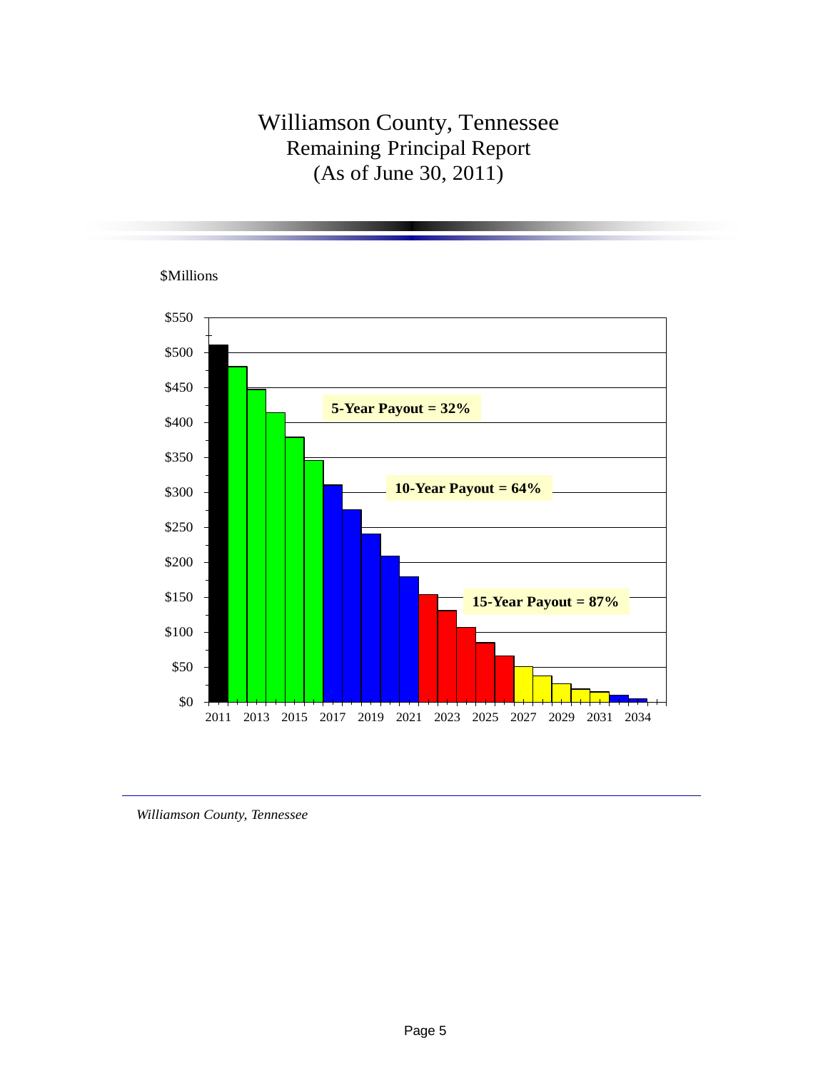# Williamson County, Tennessee
## Remaining Principal Report
## (As of June 30, 2011)

$Millions

5-Year Payout = 32%

10-Year Payout = 64%

15-Year Payout = 87%

*Williamson County, Tennessee*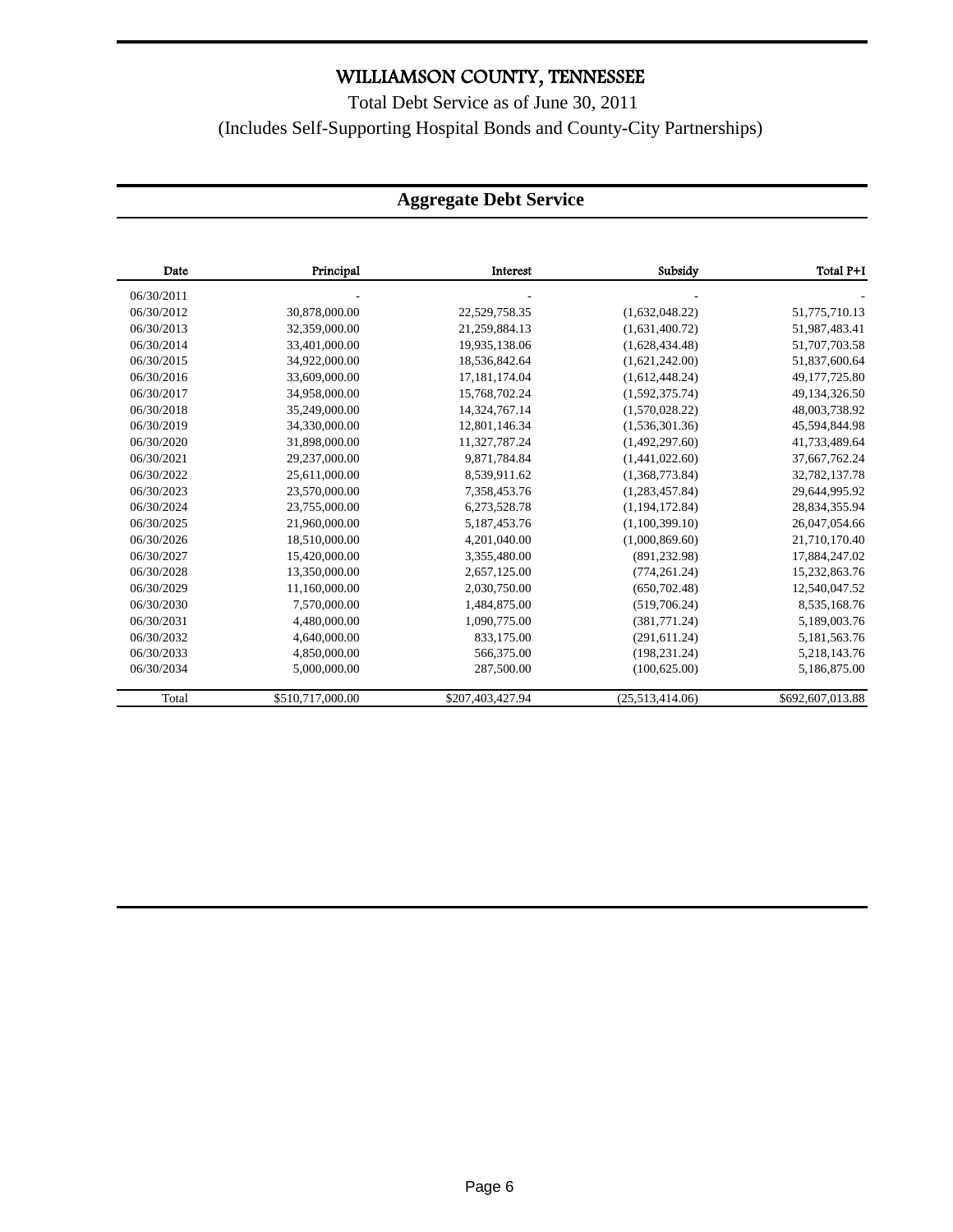# WILLIAMSON COUNTY, TENNESSEE

Total Debt Service as of June 30, 2011

(Includes Self-Supporting Hospital Bonds and County-City Partnerships)

## Aggregate Debt Service

| Date | Principal | Interest | Subsidy | Total P+I |
|---|---|---|---|---|
| 06/30/2011 | - | - | - | - |
| 06/30/2012 | 30,878,000.00 | 22,529,758.35 | (1,632,048.22) | 51,775,710.13 |
| 06/30/2013 | 32,359,000.00 | 21,259,884.13 | (1,631,400.72) | 51,987,483.41 |
| 06/30/2014 | 33,401,000.00 | 19,935,138.06 | (1,628,434.48) | 51,707,703.58 |
| 06/30/2015 | 34,922,000.00 | 18,536,842.64 | (1,621,242.00) | 51,837,600.64 |
| 06/30/2016 | 33,609,000.00 | 17,181,174.04 | (1,612,448.24) | 49,177,725.80 |
| 06/30/2017 | 34,958,000.00 | 15,768,702.24 | (1,592,375.74) | 49,134,326.50 |
| 06/30/2018 | 35,249,000.00 | 14,324,767.14 | (1,570,028.22) | 48,003,738.92 |
| 06/30/2019 | 34,330,000.00 | 12,801,146.34 | (1,536,301.36) | 45,594,844.98 |
| 06/30/2020 | 31,898,000.00 | 11,327,787.24 | (1,492,297.60) | 41,733,489.64 |
| 06/30/2021 | 29,237,000.00 | 9,871,784.84 | (1,441,022.60) | 37,667,762.24 |
| 06/30/2022 | 25,611,000.00 | 8,539,911.62 | (1,368,773.84) | 32,782,137.78 |
| 06/30/2023 | 23,570,000.00 | 7,358,453.76 | (1,283,457.84) | 29,644,995.92 |
| 06/30/2024 | 23,755,000.00 | 6,273,528.78 | (1,194,172.84) | 28,834,355.94 |
| 06/30/2025 | 21,960,000.00 | 5,187,453.76 | (1,100,399.10) | 26,047,054.66 |
| 06/30/2026 | 18,510,000.00 | 4,201,040.00 | (1,000,869.60) | 21,710,170.40 |
| 06/30/2027 | 15,420,000.00 | 3,355,480.00 | (891,232.98) | 17,884,247.02 |
| 06/30/2028 | 13,350,000.00 | 2,657,125.00 | (774,261.24) | 15,232,863.76 |
| 06/30/2029 | 11,160,000.00 | 2,030,750.00 | (650,702.48) | 12,540,047.52 |
| 06/30/2030 | 7,570,000.00 | 1,484,875.00 | (519,706.24) | 8,535,168.76 |
| 06/30/2031 | 4,480,000.00 | 1,090,775.00 | (381,771.24) | 5,189,003.76 |
| 06/30/2032 | 4,640,000.00 | 833,175.00 | (291,611.24) | 5,181,563.76 |
| 06/30/2033 | 4,850,000.00 | 566,375.00 | (198,231.24) | 5,218,143.76 |
| 06/30/2034 | 5,000,000.00 | 287,500.00 | (100,625.00) | 5,186,875.00 |
| Total | $510,717,000.00 | $207,403,427.94 | (25,513,414.06) | $692,607,013.88 |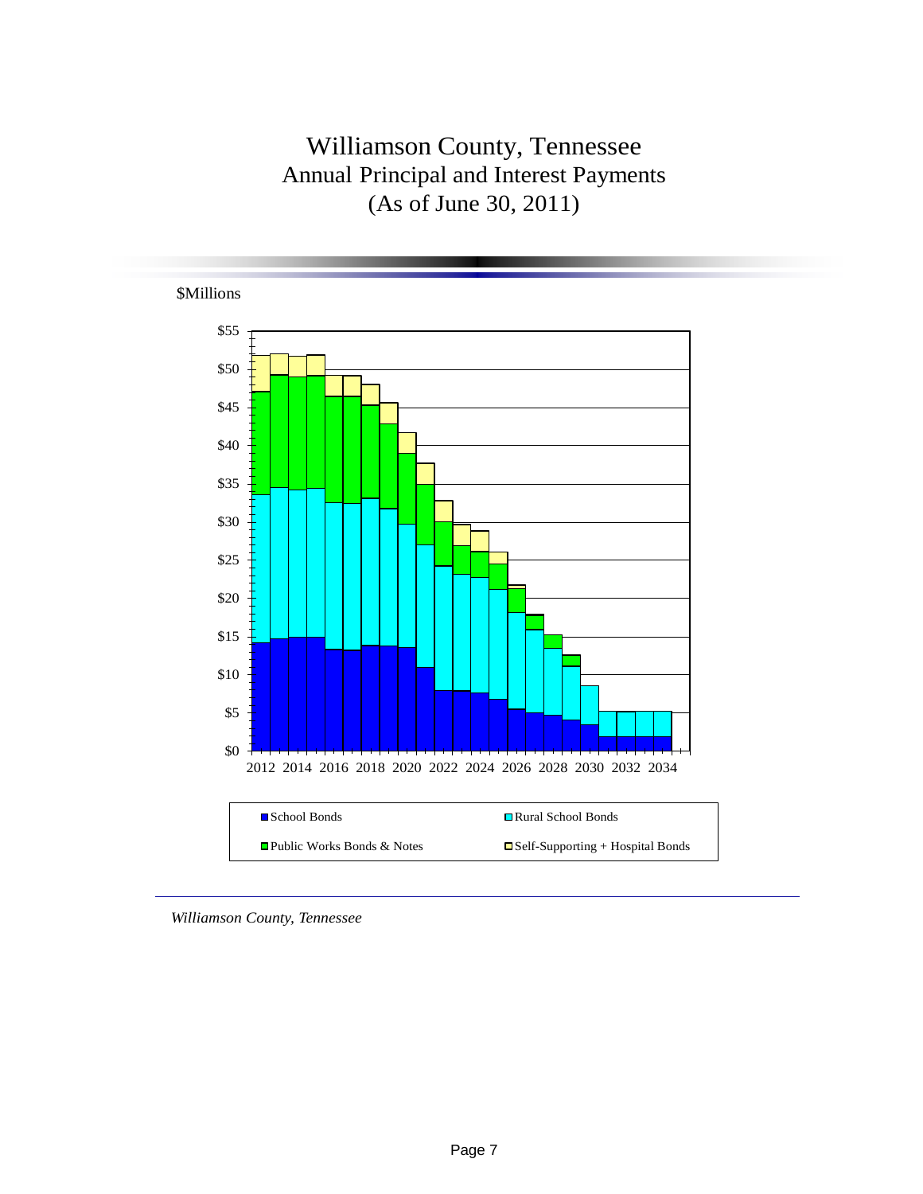# Williamson County, Tennessee
## Annual Principal and Interest Payments
## (As of June 30, 2011)

$Millions

$55
$50
$45
$40
$35
$30
$25
$20
$15
$10
$5
$0

2012 2014 2016 2018 2020 2022 2024 2026 2028 2030 2032 2034

- School Bonds
- Rural School Bonds
- Public Works Bonds & Notes
- Self-Supporting + Hospital Bonds

*Williamson County, Tennessee*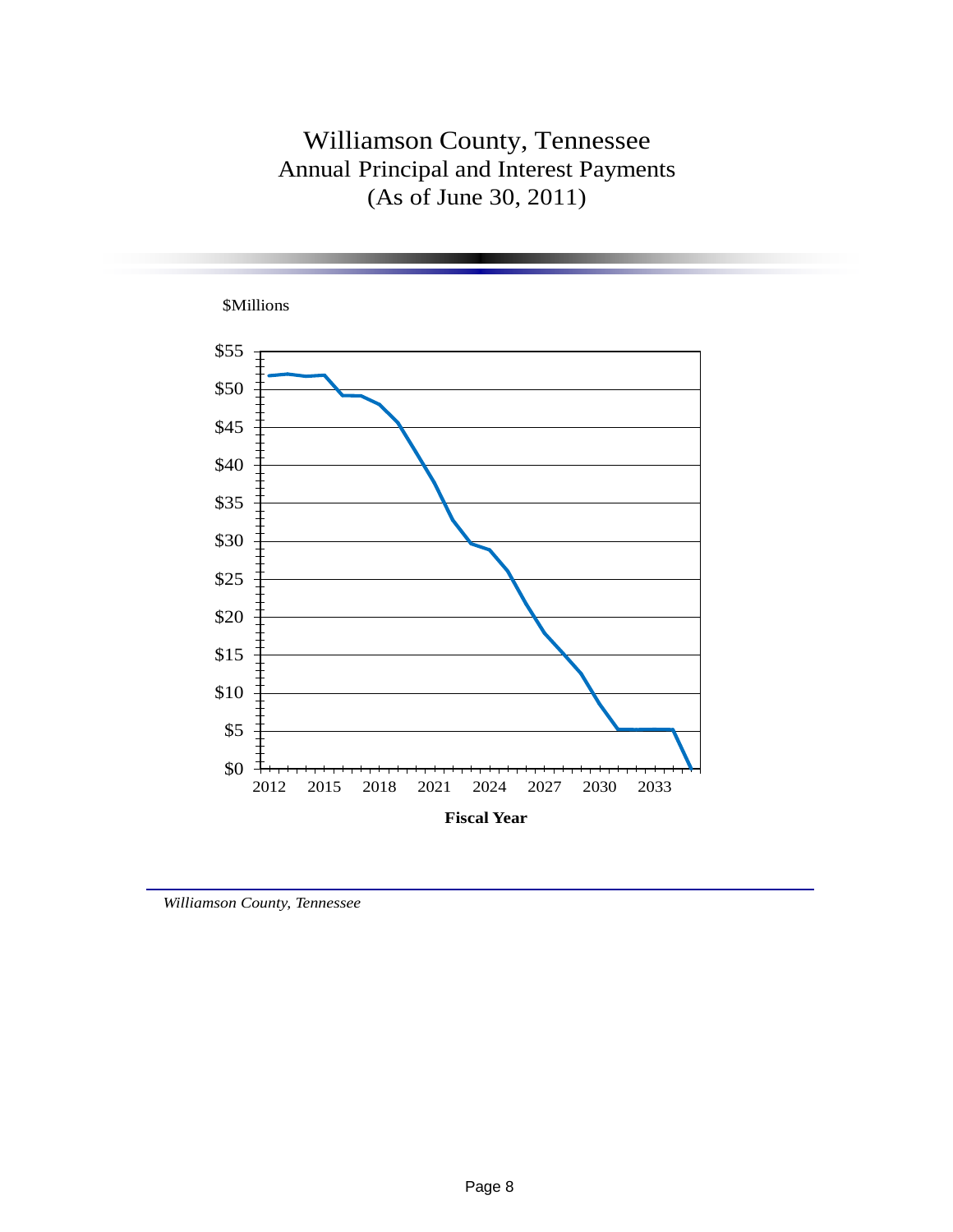# Williamson County, Tennessee
## Annual Principal and Interest Payments
## (As of June 30, 2011)

$Millions

$55
$50
$45
$40
$35
$30
$25
$20
$15
$10
$5
$0

2012 2015 2018 2021 2024 2027 2030 2033

**Fiscal Year**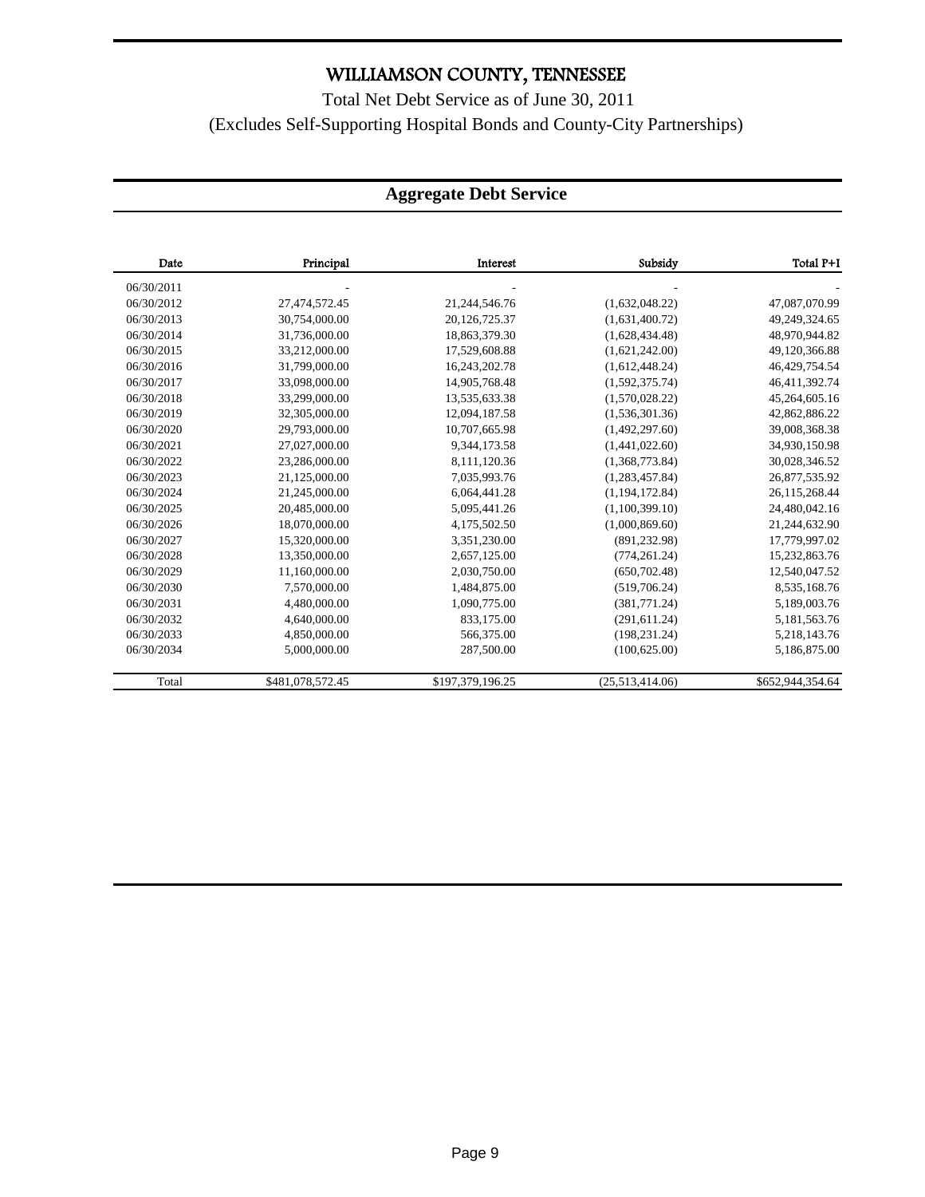# WILLIAMSON COUNTY, TENNESSEE

Total Net Debt Service as of June 30, 2011

(Excludes Self-Supporting Hospital Bonds and County-City Partnerships)

## Aggregate Debt Service

| Date | Principal | Interest | Subsidy | Total P+I |
|---|---|---|---|---|
| 06/30/2011 | - | - | - | - |
| 06/30/2012 | 27,474,572.45 | 21,244,546.76 | (1,632,048.22) | 47,087,070.99 |
| 06/30/2013 | 30,754,000.00 | 20,126,725.37 | (1,631,400.72) | 49,249,324.65 |
| 06/30/2014 | 31,736,000.00 | 18,863,379.30 | (1,628,434.48) | 48,970,944.82 |
| 06/30/2015 | 33,212,000.00 | 17,529,608.88 | (1,621,242.00) | 49,120,366.88 |
| 06/30/2016 | 31,799,000.00 | 16,243,202.78 | (1,612,448.24) | 46,429,754.54 |
| 06/30/2017 | 33,098,000.00 | 14,905,768.48 | (1,592,375.74) | 46,411,392.74 |
| 06/30/2018 | 33,299,000.00 | 13,535,633.38 | (1,570,028.22) | 45,264,605.16 |
| 06/30/2019 | 32,305,000.00 | 12,094,187.58 | (1,536,301.36) | 42,862,886.22 |
| 06/30/2020 | 29,793,000.00 | 10,707,665.98 | (1,492,297.60) | 39,008,368.38 |
| 06/30/2021 | 27,027,000.00 | 9,344,173.58 | (1,441,022.60) | 34,930,150.98 |
| 06/30/2022 | 23,286,000.00 | 8,111,120.36 | (1,368,773.84) | 30,028,346.52 |
| 06/30/2023 | 21,125,000.00 | 7,035,993.76 | (1,283,457.84) | 26,877,535.92 |
| 06/30/2024 | 21,245,000.00 | 6,064,441.28 | (1,194,172.84) | 26,115,268.44 |
| 06/30/2025 | 20,485,000.00 | 5,095,441.26 | (1,100,399.10) | 24,480,042.16 |
| 06/30/2026 | 18,070,000.00 | 4,175,502.50 | (1,000,869.60) | 21,244,632.90 |
| 06/30/2027 | 15,320,000.00 | 3,351,230.00 | (891,232.98) | 17,779,997.02 |
| 06/30/2028 | 13,350,000.00 | 2,657,125.00 | (774,261.24) | 15,232,863.76 |
| 06/30/2029 | 11,160,000.00 | 2,030,750.00 | (650,702.48) | 12,540,047.52 |
| 06/30/2030 | 7,570,000.00 | 1,484,875.00 | (519,706.24) | 8,535,168.76 |
| 06/30/2031 | 4,480,000.00 | 1,090,775.00 | (381,771.24) | 5,189,003.76 |
| 06/30/2032 | 4,640,000.00 | 833,175.00 | (291,611.24) | 5,181,563.76 |
| 06/30/2033 | 4,850,000.00 | 566,375.00 | (198,231.24) | 5,218,143.76 |
| 06/30/2034 | 5,000,000.00 | 287,500.00 | (100,625.00) | 5,186,875.00 |
| Total | $481,078,572.45 | $197,379,196.25 | (25,513,414.06) | $652,944,354.64 |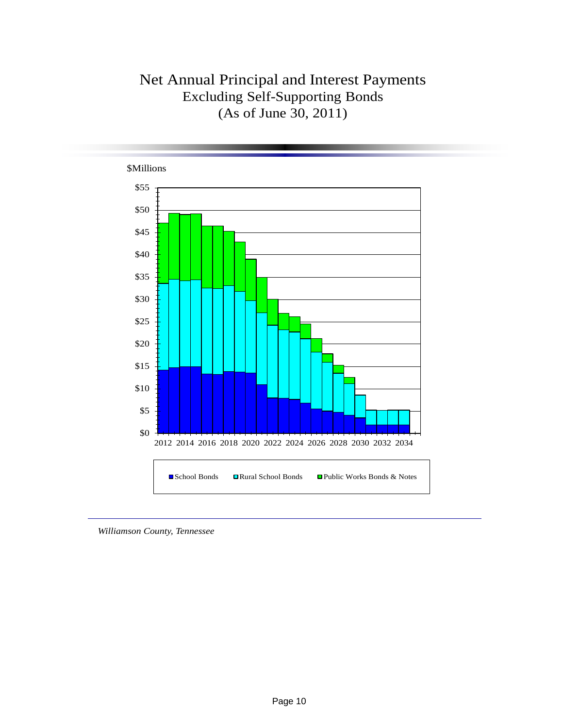# Net Annual Principal and Interest Payments

## Excluding Self-Supporting Bonds

## (As of June 30, 2011)

$Millions

$55
$50
$45
$40
$35
$30
$25
$20
$15
$10
$5
$0

2012 2014 2016 2018 2020 2022 2024 2026 2028 2030 2032 2034

School Bonds | Rural School Bonds | Public Works Bonds & Notes

*Williamson County, Tennessee*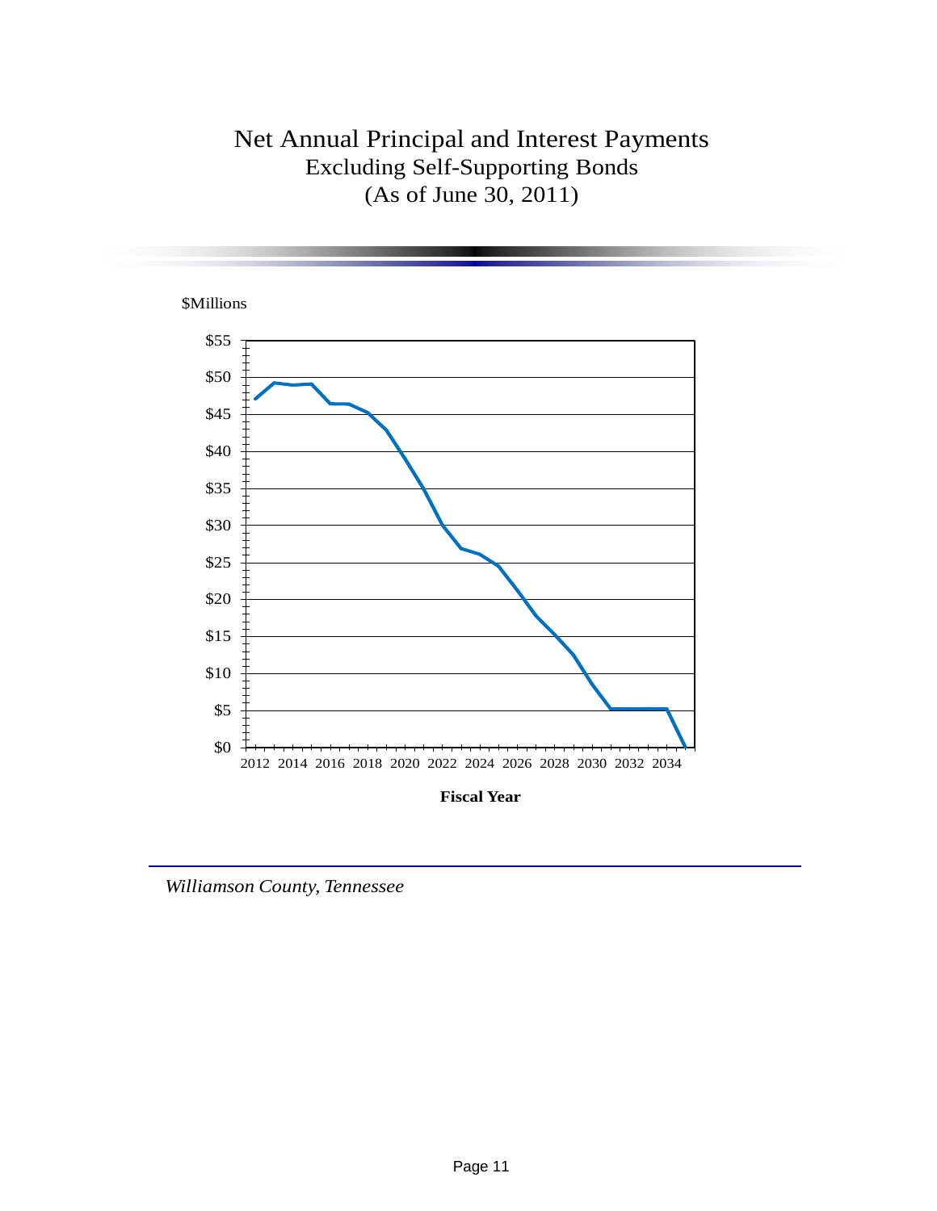# Net Annual Principal and Interest Payments
## Excluding Self-Supporting Bonds
## (As of June 30, 2011)

$Millions

$55
$50
$45
$40
$35
$30
$25
$20
$15
$10
$5
$0

2012 2014 2016 2018 2020 2022 2024 2026 2028 2030 2032 2034

**Fiscal Year**

*Williamson County, Tennessee*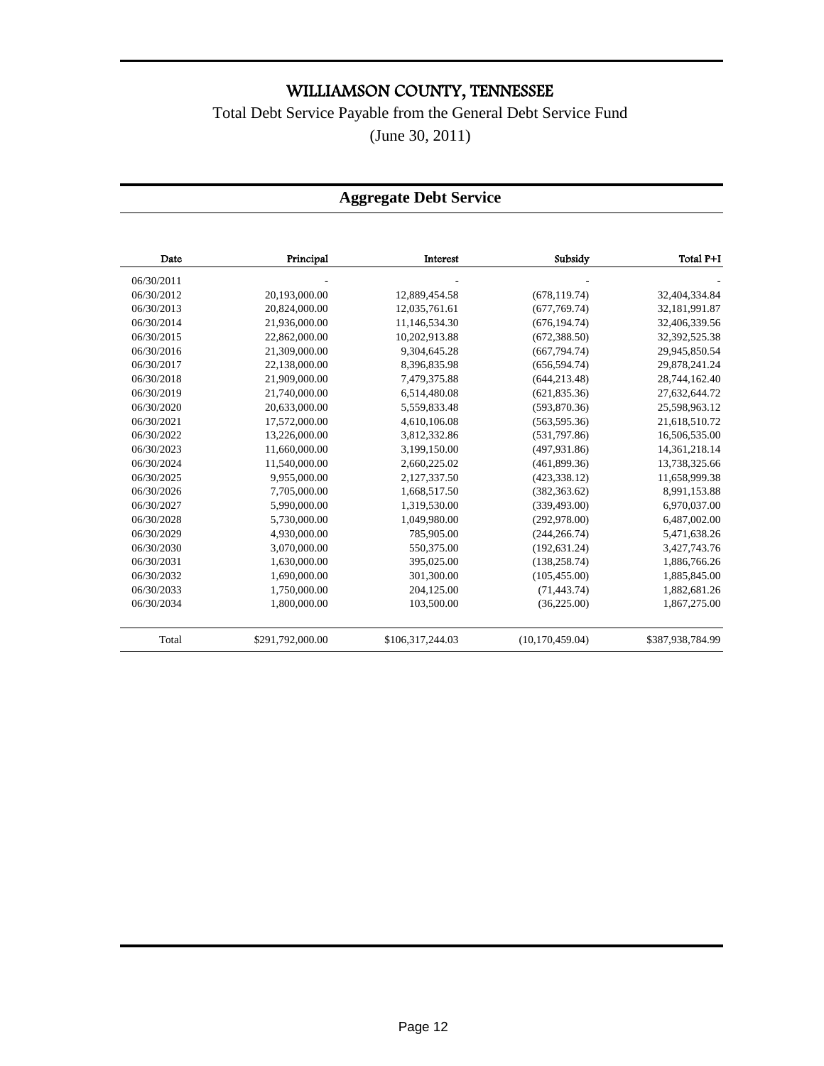# WILLIAMSON COUNTY, TENNESSEE

Total Debt Service Payable from the General Debt Service Fund

(June 30, 2011)

## Aggregate Debt Service

| Date | Principal | Interest | Subsidy | Total P+I |
|---|---|---|---|---|
| 06/30/2011 | - | - | - | - |
| 06/30/2012 | 20,193,000.00 | 12,889,454.58 | (678,119.74) | 32,404,334.84 |
| 06/30/2013 | 20,824,000.00 | 12,035,761.61 | (677,769.74) | 32,181,991.87 |
| 06/30/2014 | 21,936,000.00 | 11,146,534.30 | (676,194.74) | 32,406,339.56 |
| 06/30/2015 | 22,862,000.00 | 10,202,913.88 | (672,388.50) | 32,392,525.38 |
| 06/30/2016 | 21,309,000.00 | 9,304,645.28 | (667,794.74) | 29,945,850.54 |
| 06/30/2017 | 22,138,000.00 | 8,396,835.98 | (656,594.74) | 29,878,241.24 |
| 06/30/2018 | 21,909,000.00 | 7,479,375.88 | (644,213.48) | 28,744,162.40 |
| 06/30/2019 | 21,740,000.00 | 6,514,480.08 | (621,835.36) | 27,632,644.72 |
| 06/30/2020 | 20,633,000.00 | 5,559,833.48 | (593,870.36) | 25,598,963.12 |
| 06/30/2021 | 17,572,000.00 | 4,610,106.08 | (563,595.36) | 21,618,510.72 |
| 06/30/2022 | 13,226,000.00 | 3,812,332.86 | (531,797.86) | 16,506,535.00 |
| 06/30/2023 | 11,660,000.00 | 3,199,150.00 | (497,931.86) | 14,361,218.14 |
| 06/30/2024 | 11,540,000.00 | 2,660,225.02 | (461,899.36) | 13,738,325.66 |
| 06/30/2025 | 9,955,000.00 | 2,127,337.50 | (423,338.12) | 11,658,999.38 |
| 06/30/2026 | 7,705,000.00 | 1,668,517.50 | (382,363.62) | 8,991,153.88 |
| 06/30/2027 | 5,990,000.00 | 1,319,530.00 | (339,493.00) | 6,970,037.00 |
| 06/30/2028 | 5,730,000.00 | 1,049,980.00 | (292,978.00) | 6,487,002.00 |
| 06/30/2029 | 4,930,000.00 | 785,905.00 | (244,266.74) | 5,471,638.26 |
| 06/30/2030 | 3,070,000.00 | 550,375.00 | (192,631.24) | 3,427,743.76 |
| 06/30/2031 | 1,630,000.00 | 395,025.00 | (138,258.74) | 1,886,766.26 |
| 06/30/2032 | 1,690,000.00 | 301,300.00 | (105,455.00) | 1,885,845.00 |
| 06/30/2033 | 1,750,000.00 | 204,125.00 | (71,443.74) | 1,882,681.26 |
| 06/30/2034 | 1,800,000.00 | 103,500.00 | (36,225.00) | 1,867,275.00 |
| Total | $291,792,000.00 | $106,317,244.03 | (10,170,459.04) | $387,938,784.99 |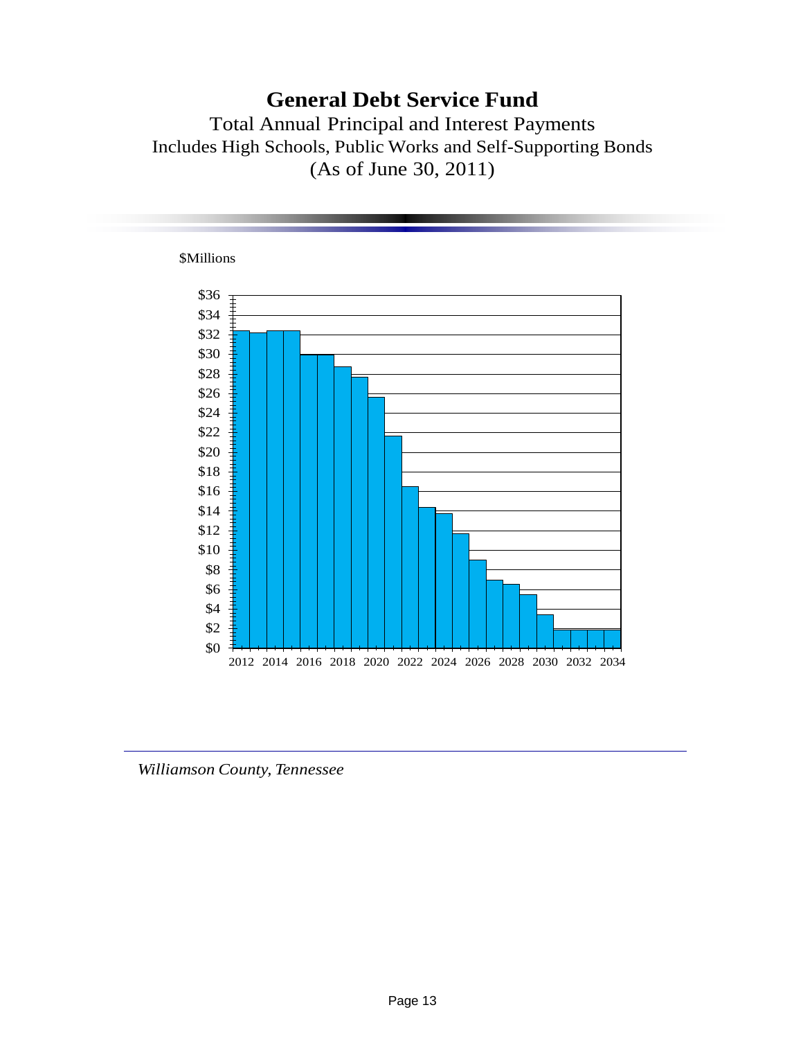# General Debt Service Fund

Total Annual Principal and Interest Payments

Includes High Schools, Public Works and Self-Supporting Bonds

(As of June 30, 2011)

$Millions

$36
$34
$32
$30
$28
$26
$24
$22
$20
$18
$16
$14
$12
$10
$8
$6
$4
$2
$0

2012 2014 2016 2018 2020 2022 2024 2026 2028 2030 2032 2034

*Williamson County, Tennessee*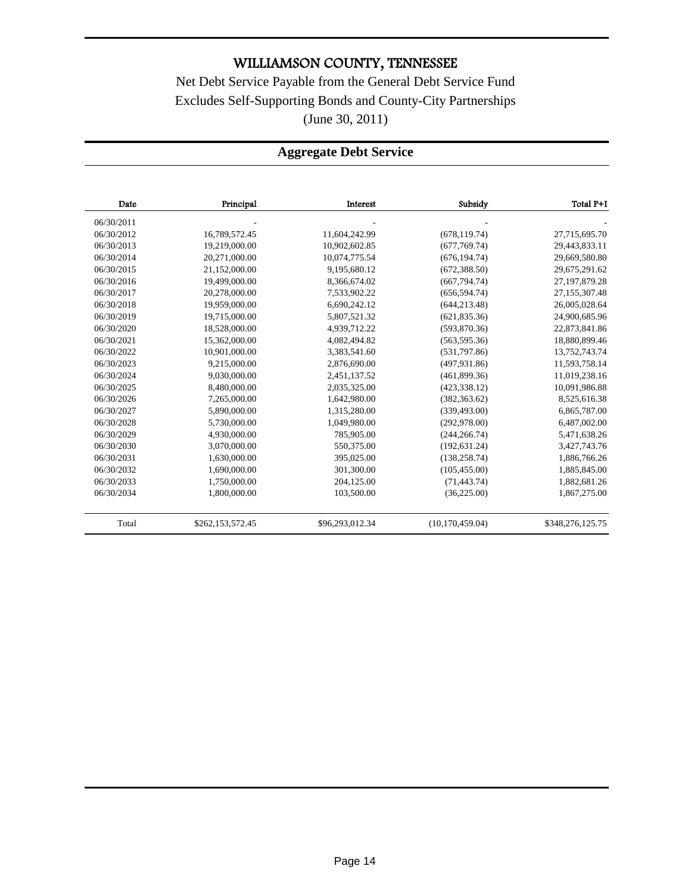# WILLIAMSON COUNTY, TENNESSEE

Net Debt Service Payable from the General Debt Service Fund

Excludes Self-Supporting Bonds and County-City Partnerships

(June 30, 2011)

## Aggregate Debt Service

| Date | Principal | Interest | Subsidy | Total P+I |
|---|---|---|---|---|
| 06/30/2011 | - | - | - | - |
| 06/30/2012 | 16,789,572.45 | 11,604,242.99 | (678,119.74) | 27,715,695.70 |
| 06/30/2013 | 19,219,000.00 | 10,902,602.85 | (677,769.74) | 29,443,833.11 |
| 06/30/2014 | 20,271,000.00 | 10,074,775.54 | (676,194.74) | 29,669,580.80 |
| 06/30/2015 | 21,152,000.00 | 9,195,680.12 | (672,388.50) | 29,675,291.62 |
| 06/30/2016 | 19,499,000.00 | 8,366,674.02 | (667,794.74) | 27,197,879.28 |
| 06/30/2017 | 20,278,000.00 | 7,533,902.22 | (656,594.74) | 27,155,307.48 |
| 06/30/2018 | 19,959,000.00 | 6,690,242.12 | (644,213.48) | 26,005,028.64 |
| 06/30/2019 | 19,715,000.00 | 5,807,521.32 | (621,835.36) | 24,900,685.96 |
| 06/30/2020 | 18,528,000.00 | 4,939,712.22 | (593,870.36) | 22,873,841.86 |
| 06/30/2021 | 15,362,000.00 | 4,082,494.82 | (563,595.36) | 18,880,899.46 |
| 06/30/2022 | 10,901,000.00 | 3,383,541.60 | (531,797.86) | 13,752,743.74 |
| 06/30/2023 | 9,215,000.00 | 2,876,690.00 | (497,931.86) | 11,593,758.14 |
| 06/30/2024 | 9,030,000.00 | 2,451,137.52 | (461,899.36) | 11,019,238.16 |
| 06/30/2025 | 8,480,000.00 | 2,035,325.00 | (423,338.12) | 10,091,986.88 |
| 06/30/2026 | 7,265,000.00 | 1,642,980.00 | (382,363.62) | 8,525,616.38 |
| 06/30/2027 | 5,890,000.00 | 1,315,280.00 | (339,493.00) | 6,865,787.00 |
| 06/30/2028 | 5,730,000.00 | 1,049,980.00 | (292,978.00) | 6,487,002.00 |
| 06/30/2029 | 4,930,000.00 | 785,905.00 | (244,266.74) | 5,471,638.26 |
| 06/30/2030 | 3,070,000.00 | 550,375.00 | (192,631.24) | 3,427,743.76 |
| 06/30/2031 | 1,630,000.00 | 395,025.00 | (138,258.74) | 1,886,766.26 |
| 06/30/2032 | 1,690,000.00 | 301,300.00 | (105,455.00) | 1,885,845.00 |
| 06/30/2033 | 1,750,000.00 | 204,125.00 | (71,443.74) | 1,882,681.26 |
| 06/30/2034 | 1,800,000.00 | 103,500.00 | (36,225.00) | 1,867,275.00 |
| Total | $262,153,572.45 | $96,293,012.34 | (10,170,459.04) | $348,276,125.75 |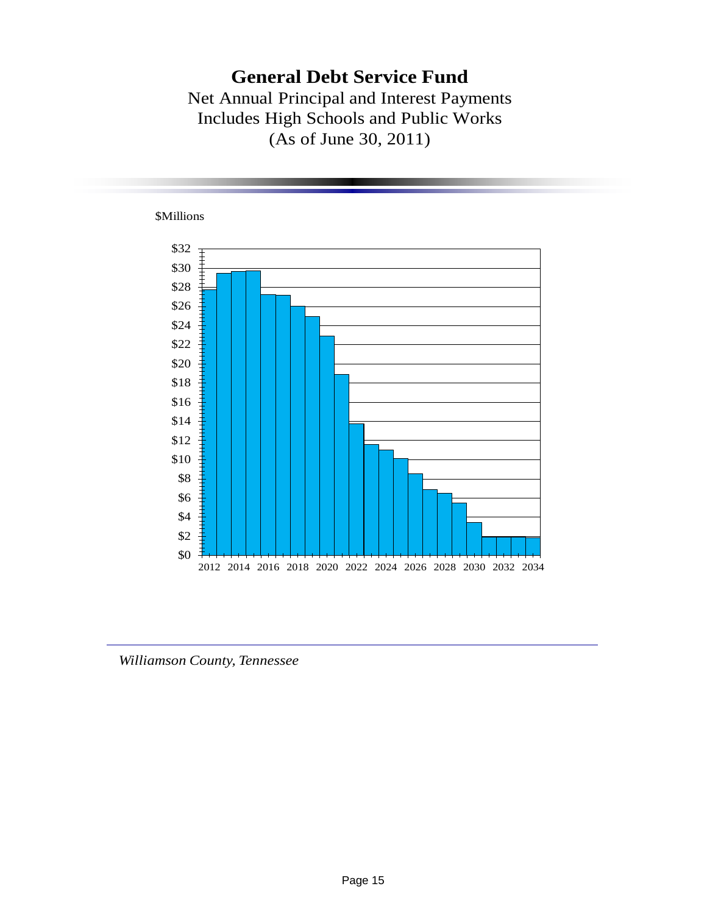# General Debt Service Fund

Net Annual Principal and Interest Payments
Includes High Schools and Public Works
(As of June 30, 2011)

$Millions

$32
$30
$28
$26
$24
$22
$20
$18
$16
$14
$12
$10
$8
$6
$4
$2
$0

2012 2014 2016 2018 2020 2022 2024 2026 2028 2030 2032 2034

*Williamson County, Tennessee*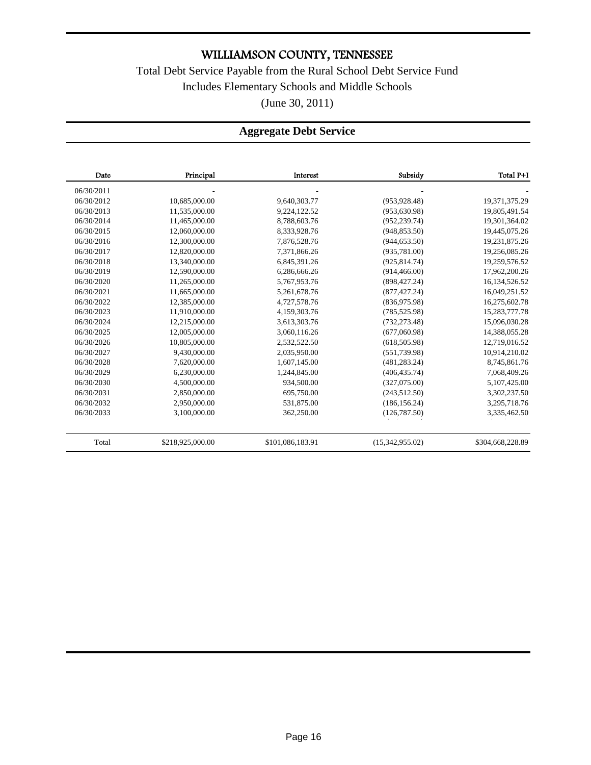# WILLIAMSON COUNTY, TENNESSEE

Total Debt Service Payable from the Rural School Debt Service Fund

Includes Elementary Schools and Middle Schools

(June 30, 2011)

## Aggregate Debt Service

| Date | Principal | Interest | Subsidy | Total P+I |
|---|---|---|---|---|
| 06/30/2011 | - | - | - | - |
| 06/30/2012 | 10,685,000.00 | 9,640,303.77 | (953,928.48) | 19,371,375.29 |
| 06/30/2013 | 11,535,000.00 | 9,224,122.52 | (953,630.98) | 19,805,491.54 |
| 06/30/2014 | 11,465,000.00 | 8,788,603.76 | (952,239.74) | 19,301,364.02 |
| 06/30/2015 | 12,060,000.00 | 8,333,928.76 | (948,853.50) | 19,445,075.26 |
| 06/30/2016 | 12,300,000.00 | 7,876,528.76 | (944,653.50) | 19,231,875.26 |
| 06/30/2017 | 12,820,000.00 | 7,371,866.26 | (935,781.00) | 19,256,085.26 |
| 06/30/2018 | 13,340,000.00 | 6,845,391.26 | (925,814.74) | 19,259,576.52 |
| 06/30/2019 | 12,590,000.00 | 6,286,666.26 | (914,466.00) | 17,962,200.26 |
| 06/30/2020 | 11,265,000.00 | 5,767,953.76 | (898,427.24) | 16,134,526.52 |
| 06/30/2021 | 11,665,000.00 | 5,261,678.76 | (877,427.24) | 16,049,251.52 |
| 06/30/2022 | 12,385,000.00 | 4,727,578.76 | (836,975.98) | 16,275,602.78 |
| 06/30/2023 | 11,910,000.00 | 4,159,303.76 | (785,525.98) | 15,283,777.78 |
| 06/30/2024 | 12,215,000.00 | 3,613,303.76 | (732,273.48) | 15,096,030.28 |
| 06/30/2025 | 12,005,000.00 | 3,060,116.26 | (677,060.98) | 14,388,055.28 |
| 06/30/2026 | 10,805,000.00 | 2,532,522.50 | (618,505.98) | 12,719,016.52 |
| 06/30/2027 | 9,430,000.00 | 2,035,950.00 | (551,739.98) | 10,914,210.02 |
| 06/30/2028 | 7,620,000.00 | 1,607,145.00 | (481,283.24) | 8,745,861.76 |
| 06/30/2029 | 6,230,000.00 | 1,244,845.00 | (406,435.74) | 7,068,409.26 |
| 06/30/2030 | 4,500,000.00 | 934,500.00 | (327,075.00) | 5,107,425.00 |
| 06/30/2031 | 2,850,000.00 | 695,750.00 | (243,512.50) | 3,302,237.50 |
| 06/30/2032 | 2,950,000.00 | 531,875.00 | (186,156.24) | 3,295,718.76 |
| 06/30/2033 | 3,100,000.00 | 362,250.00 | (126,787.50) | 3,335,462.50 |
| Total | $218,925,000.00 | $101,086,183.91 | (15,342,955.02) | $304,668,228.89 |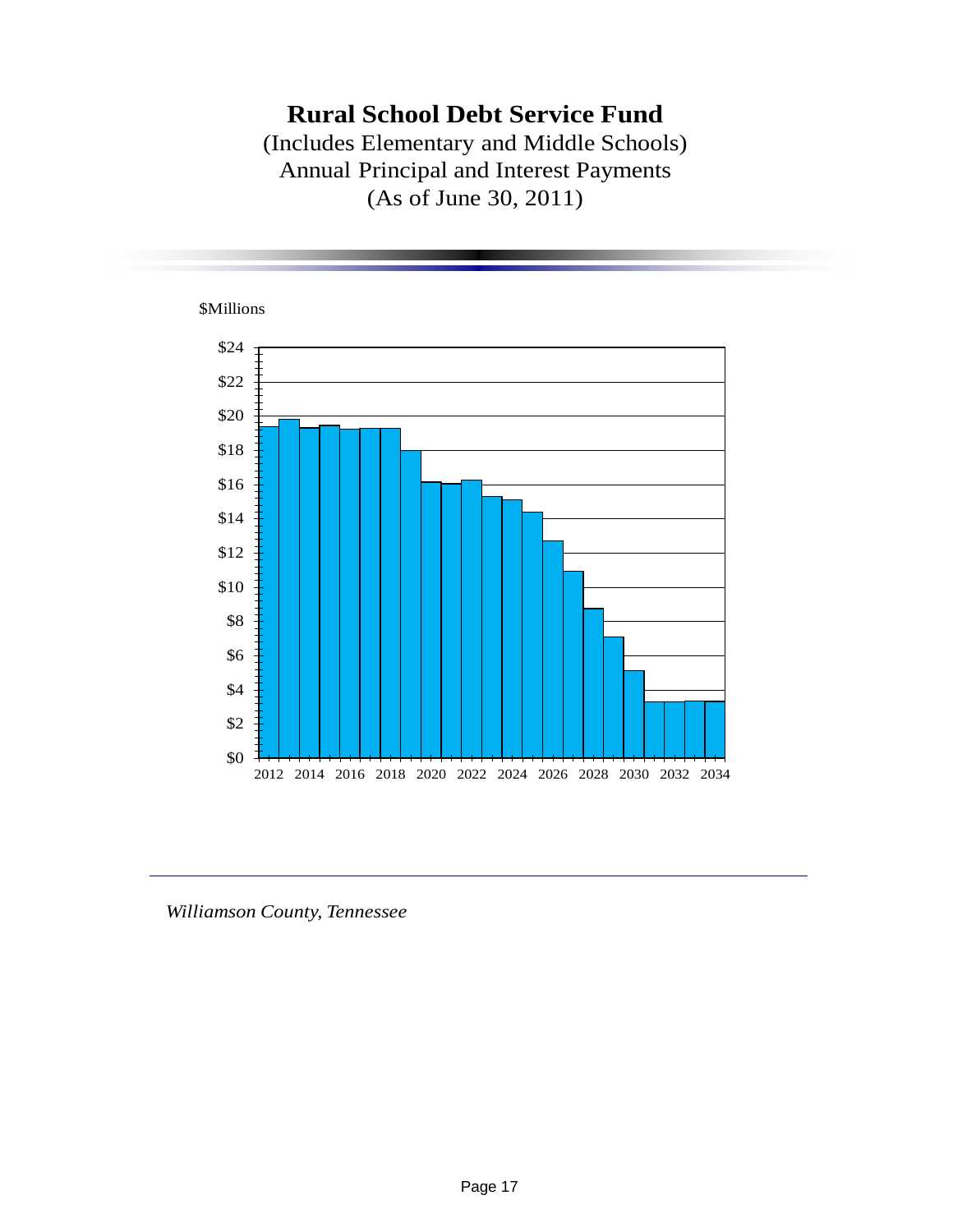# Rural School Debt Service Fund

(Includes Elementary and Middle Schools)
Annual Principal and Interest Payments
(As of June 30, 2011)

$Millions

$24
$22
$20
$18
$16
$14
$12
$10
$8
$6
$4
$2
$0

2012 2014 2016 2018 2020 2022 2024 2026 2028 2030 2032 2034

*Williamson County, Tennessee*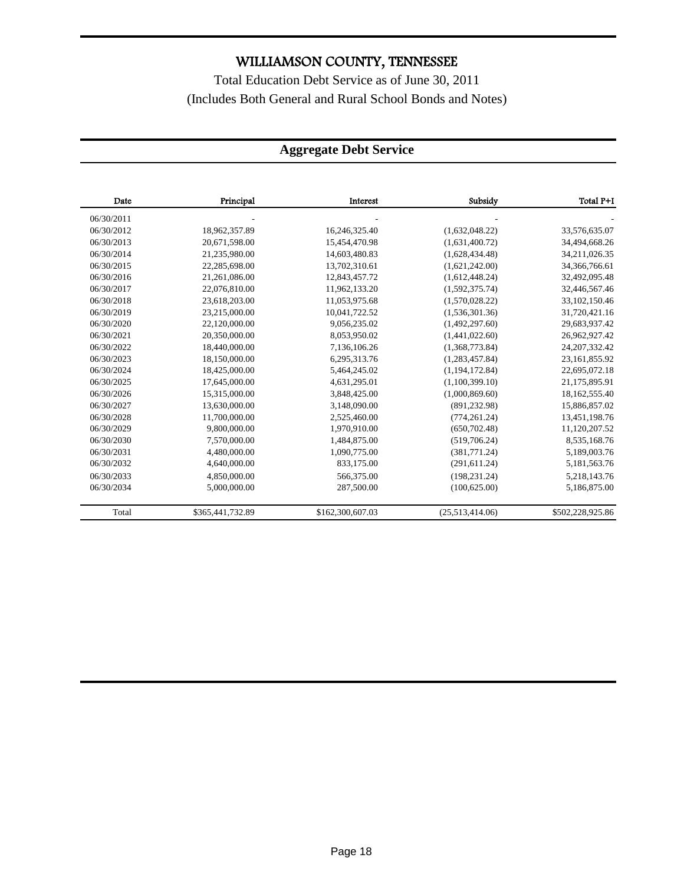# WILLIAMSON COUNTY, TENNESSEE

Total Education Debt Service as of June 30, 2011

(Includes Both General and Rural School Bonds and Notes)

## Aggregate Debt Service

| Date | Principal | Interest | Subsidy | Total P+I |
|---|---|---|---|---|
| 06/30/2011 | - | - | - | - |
| 06/30/2012 | 18,962,357.89 | 16,246,325.40 | (1,632,048.22) | 33,576,635.07 |
| 06/30/2013 | 20,671,598.00 | 15,454,470.98 | (1,631,400.72) | 34,494,668.26 |
| 06/30/2014 | 21,235,980.00 | 14,603,480.83 | (1,628,434.48) | 34,211,026.35 |
| 06/30/2015 | 22,285,698.00 | 13,702,310.61 | (1,621,242.00) | 34,366,766.61 |
| 06/30/2016 | 21,261,086.00 | 12,843,457.72 | (1,612,448.24) | 32,492,095.48 |
| 06/30/2017 | 22,076,810.00 | 11,962,133.20 | (1,592,375.74) | 32,446,567.46 |
| 06/30/2018 | 23,618,203.00 | 11,053,975.68 | (1,570,028.22) | 33,102,150.46 |
| 06/30/2019 | 23,215,000.00 | 10,041,722.52 | (1,536,301.36) | 31,720,421.16 |
| 06/30/2020 | 22,120,000.00 | 9,056,235.02 | (1,492,297.60) | 29,683,937.42 |
| 06/30/2021 | 20,350,000.00 | 8,053,950.02 | (1,441,022.60) | 26,962,927.42 |
| 06/30/2022 | 18,440,000.00 | 7,136,106.26 | (1,368,773.84) | 24,207,332.42 |
| 06/30/2023 | 18,150,000.00 | 6,295,313.76 | (1,283,457.84) | 23,161,855.92 |
| 06/30/2024 | 18,425,000.00 | 5,464,245.02 | (1,194,172.84) | 22,695,072.18 |
| 06/30/2025 | 17,645,000.00 | 4,631,295.01 | (1,100,399.10) | 21,175,895.91 |
| 06/30/2026 | 15,315,000.00 | 3,848,425.00 | (1,000,869.60) | 18,162,555.40 |
| 06/30/2027 | 13,630,000.00 | 3,148,090.00 | (891,232.98) | 15,886,857.02 |
| 06/30/2028 | 11,700,000.00 | 2,525,460.00 | (774,261.24) | 13,451,198.76 |
| 06/30/2029 | 9,800,000.00 | 1,970,910.00 | (650,702.48) | 11,120,207.52 |
| 06/30/2030 | 7,570,000.00 | 1,484,875.00 | (519,706.24) | 8,535,168.76 |
| 06/30/2031 | 4,480,000.00 | 1,090,775.00 | (381,771.24) | 5,189,003.76 |
| 06/30/2032 | 4,640,000.00 | 833,175.00 | (291,611.24) | 5,181,563.76 |
| 06/30/2033 | 4,850,000.00 | 566,375.00 | (198,231.24) | 5,218,143.76 |
| 06/30/2034 | 5,000,000.00 | 287,500.00 | (100,625.00) | 5,186,875.00 |
| Total | $365,441,732.89 | $162,300,607.03 | (25,513,414.06) | $502,228,925.86 |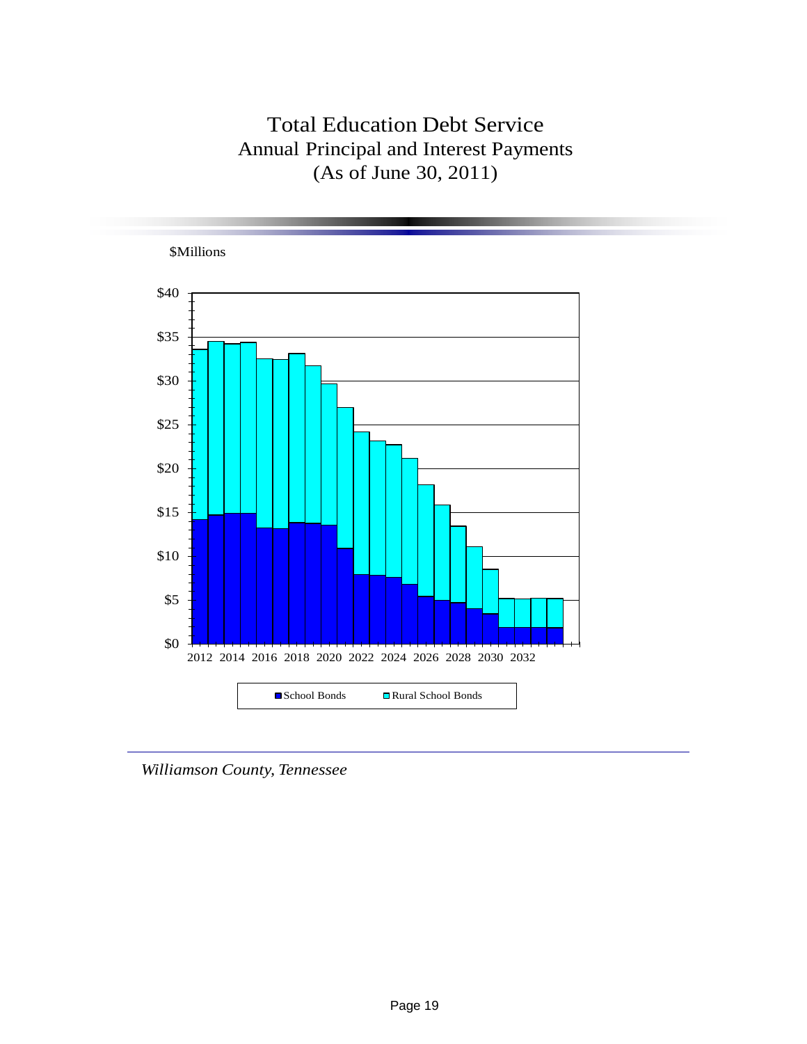# Total Education Debt Service

## Annual Principal and Interest Payments

## (As of June 30, 2011)

$Millions

$40
$35
$30
$25
$20
$15
$10
$5
$0

2012 2014 2016 2018 2020 2022 2024 2026 2028 2030 2032

School Bonds    Rural School Bonds

*Williamson County, Tennessee*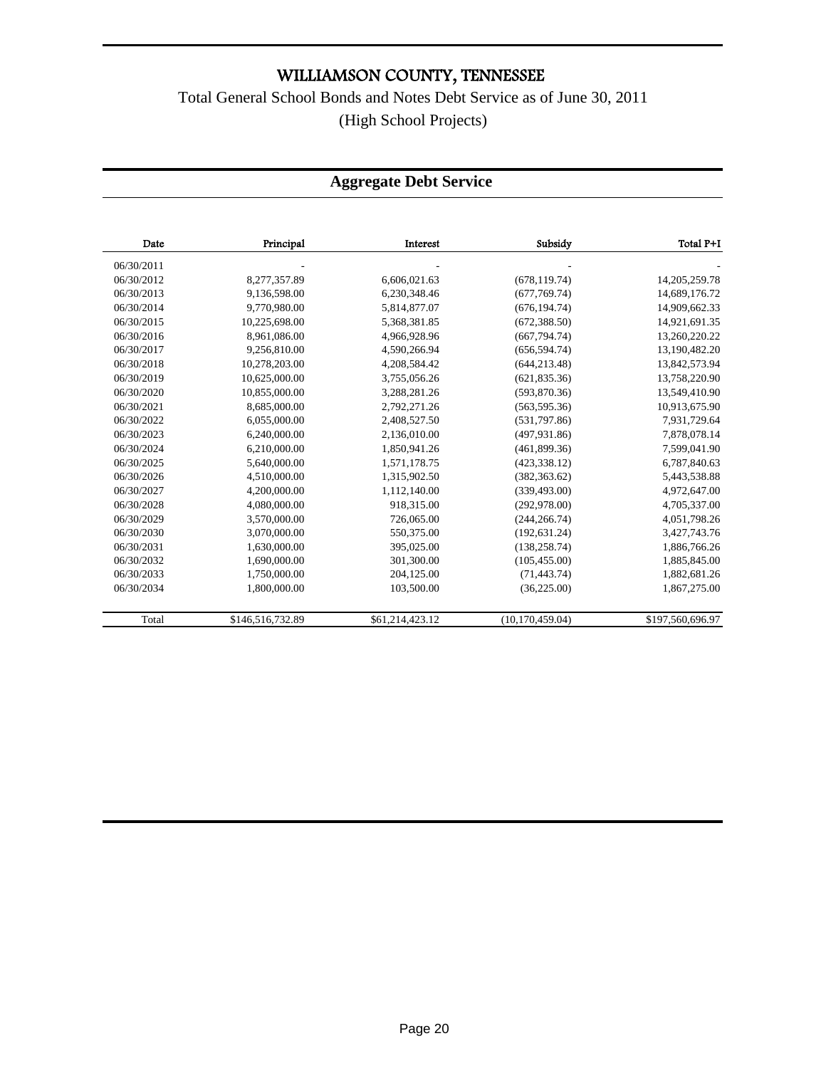# WILLIAMSON COUNTY, TENNESSEE

Total General School Bonds and Notes Debt Service as of June 30, 2011

(High School Projects)

## Aggregate Debt Service

| Date | Principal | Interest | Subsidy | Total P+I |
|---|---|---|---|---|
| 06/30/2011 | - | - | - | - |
| 06/30/2012 | 8,277,357.89 | 6,606,021.63 | (678,119.74) | 14,205,259.78 |
| 06/30/2013 | 9,136,598.00 | 6,230,348.46 | (677,769.74) | 14,689,176.72 |
| 06/30/2014 | 9,770,980.00 | 5,814,877.07 | (676,194.74) | 14,909,662.33 |
| 06/30/2015 | 10,225,698.00 | 5,368,381.85 | (672,388.50) | 14,921,691.35 |
| 06/30/2016 | 8,961,086.00 | 4,966,928.96 | (667,794.74) | 13,260,220.22 |
| 06/30/2017 | 9,256,810.00 | 4,590,266.94 | (656,594.74) | 13,190,482.20 |
| 06/30/2018 | 10,278,203.00 | 4,208,584.42 | (644,213.48) | 13,842,573.94 |
| 06/30/2019 | 10,625,000.00 | 3,755,056.26 | (621,835.36) | 13,758,220.90 |
| 06/30/2020 | 10,855,000.00 | 3,288,281.26 | (593,870.36) | 13,549,410.90 |
| 06/30/2021 | 8,685,000.00 | 2,792,271.26 | (563,595.36) | 10,913,675.90 |
| 06/30/2022 | 6,055,000.00 | 2,408,527.50 | (531,797.86) | 7,931,729.64 |
| 06/30/2023 | 6,240,000.00 | 2,136,010.00 | (497,931.86) | 7,878,078.14 |
| 06/30/2024 | 6,210,000.00 | 1,850,941.26 | (461,899.36) | 7,599,041.90 |
| 06/30/2025 | 5,640,000.00 | 1,571,178.75 | (423,338.12) | 6,787,840.63 |
| 06/30/2026 | 4,510,000.00 | 1,315,902.50 | (382,363.62) | 5,443,538.88 |
| 06/30/2027 | 4,200,000.00 | 1,112,140.00 | (339,493.00) | 4,972,647.00 |
| 06/30/2028 | 4,080,000.00 | 918,315.00 | (292,978.00) | 4,705,337.00 |
| 06/30/2029 | 3,570,000.00 | 726,065.00 | (244,266.74) | 4,051,798.26 |
| 06/30/2030 | 3,070,000.00 | 550,375.00 | (192,631.24) | 3,427,743.76 |
| 06/30/2031 | 1,630,000.00 | 395,025.00 | (138,258.74) | 1,886,766.26 |
| 06/30/2032 | 1,690,000.00 | 301,300.00 | (105,455.00) | 1,885,845.00 |
| 06/30/2033 | 1,750,000.00 | 204,125.00 | (71,443.74) | 1,882,681.26 |
| 06/30/2034 | 1,800,000.00 | 103,500.00 | (36,225.00) | 1,867,275.00 |
| Total | $146,516,732.89 | $61,214,423.12 | (10,170,459.04) | $197,560,696.97 |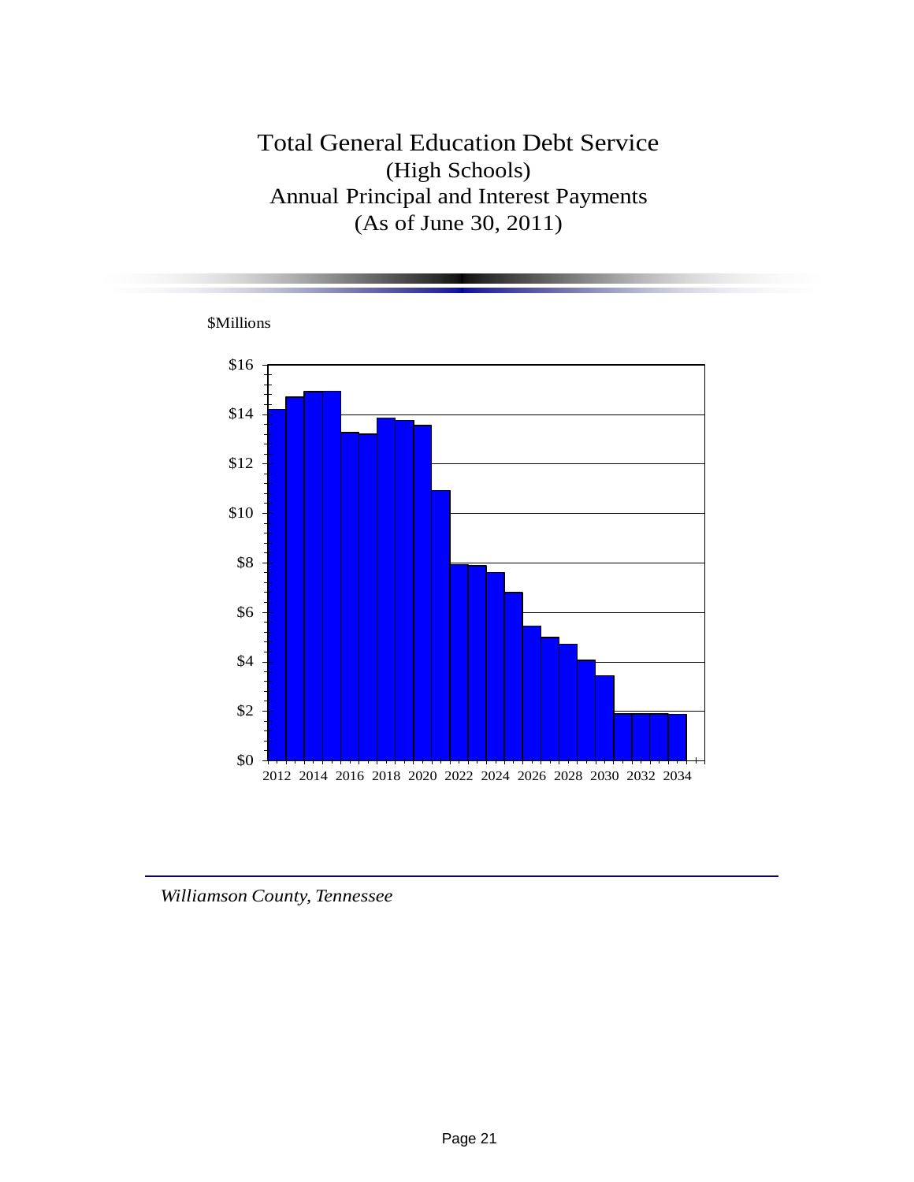# Total General Education Debt Service
## (High Schools)
## Annual Principal and Interest Payments
## (As of June 30, 2011)

$Millions

$16
$14
$12
$10
$8
$6
$4
$2
$0

2012 2014 2016 2018 2020 2022 2024 2026 2028 2030 2032 2034

*Williamson County, Tennessee*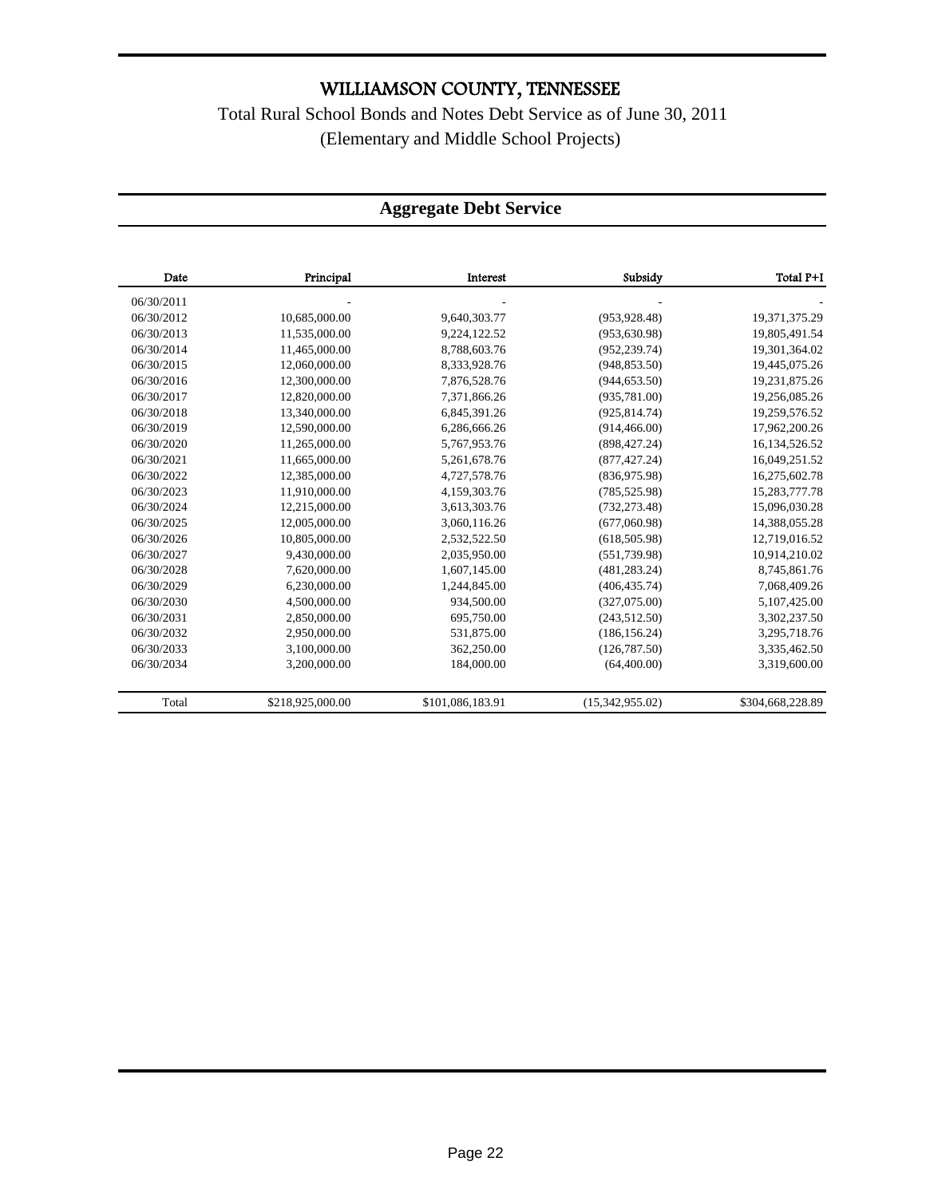# WILLIAMSON COUNTY, TENNESSEE

Total Rural School Bonds and Notes Debt Service as of June 30, 2011
(Elementary and Middle School Projects)

## Aggregate Debt Service

| Date | Principal | Interest | Subsidy | Total P+I |
|---|---|---|---|---|
| 06/30/2011 | - | - | - | - |
| 06/30/2012 | 10,685,000.00 | 9,640,303.77 | (953,928.48) | 19,371,375.29 |
| 06/30/2013 | 11,535,000.00 | 9,224,122.52 | (953,630.98) | 19,805,491.54 |
| 06/30/2014 | 11,465,000.00 | 8,788,603.76 | (952,239.74) | 19,301,364.02 |
| 06/30/2015 | 12,060,000.00 | 8,333,928.76 | (948,853.50) | 19,445,075.26 |
| 06/30/2016 | 12,300,000.00 | 7,876,528.76 | (944,653.50) | 19,231,875.26 |
| 06/30/2017 | 12,820,000.00 | 7,371,866.26 | (935,781.00) | 19,256,085.26 |
| 06/30/2018 | 13,340,000.00 | 6,845,391.26 | (925,814.74) | 19,259,576.52 |
| 06/30/2019 | 12,590,000.00 | 6,286,666.26 | (914,466.00) | 17,962,200.26 |
| 06/30/2020 | 11,265,000.00 | 5,767,953.76 | (898,427.24) | 16,134,526.52 |
| 06/30/2021 | 11,665,000.00 | 5,261,678.76 | (877,427.24) | 16,049,251.52 |
| 06/30/2022 | 12,385,000.00 | 4,727,578.76 | (836,975.98) | 16,275,602.78 |
| 06/30/2023 | 11,910,000.00 | 4,159,303.76 | (785,525.98) | 15,283,777.78 |
| 06/30/2024 | 12,215,000.00 | 3,613,303.76 | (732,273.48) | 15,096,030.28 |
| 06/30/2025 | 12,005,000.00 | 3,060,116.26 | (677,060.98) | 14,388,055.28 |
| 06/30/2026 | 10,805,000.00 | 2,532,522.50 | (618,505.98) | 12,719,016.52 |
| 06/30/2027 | 9,430,000.00 | 2,035,950.00 | (551,739.98) | 10,914,210.02 |
| 06/30/2028 | 7,620,000.00 | 1,607,145.00 | (481,283.24) | 8,745,861.76 |
| 06/30/2029 | 6,230,000.00 | 1,244,845.00 | (406,435.74) | 7,068,409.26 |
| 06/30/2030 | 4,500,000.00 | 934,500.00 | (327,075.00) | 5,107,425.00 |
| 06/30/2031 | 2,850,000.00 | 695,750.00 | (243,512.50) | 3,302,237.50 |
| 06/30/2032 | 2,950,000.00 | 531,875.00 | (186,156.24) | 3,295,718.76 |
| 06/30/2033 | 3,100,000.00 | 362,250.00 | (126,787.50) | 3,335,462.50 |
| 06/30/2034 | 3,200,000.00 | 184,000.00 | (64,400.00) | 3,319,600.00 |
| Total | $218,925,000.00 | $101,086,183.91 | (15,342,955.02) | $304,668,228.89 |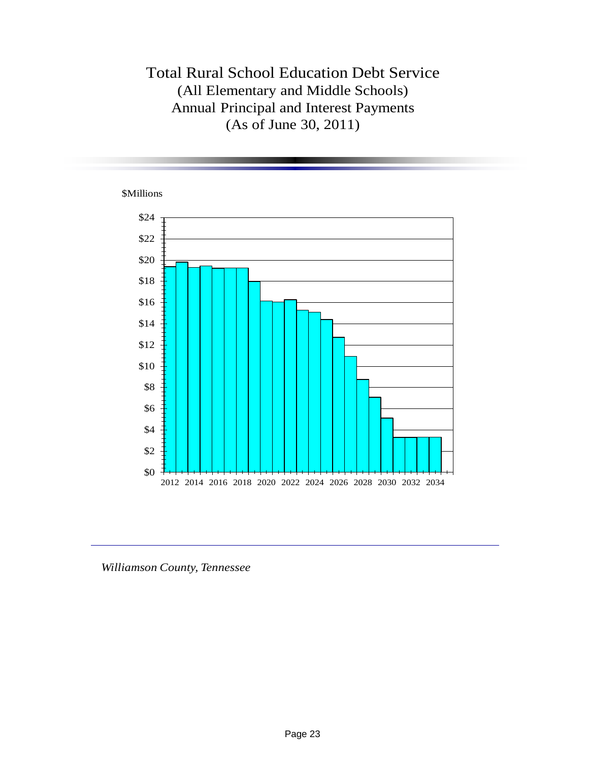# Total Rural School Education Debt Service
## (All Elementary and Middle Schools)
## Annual Principal and Interest Payments
## (As of June 30, 2011)

$Millions

$24
$22
$20
$18
$16
$14
$12
$10
$8
$6
$4
$2
$0

2012 2014 2016 2018 2020 2022 2024 2026 2028 2030 2032 2034

*Williamson County, Tennessee*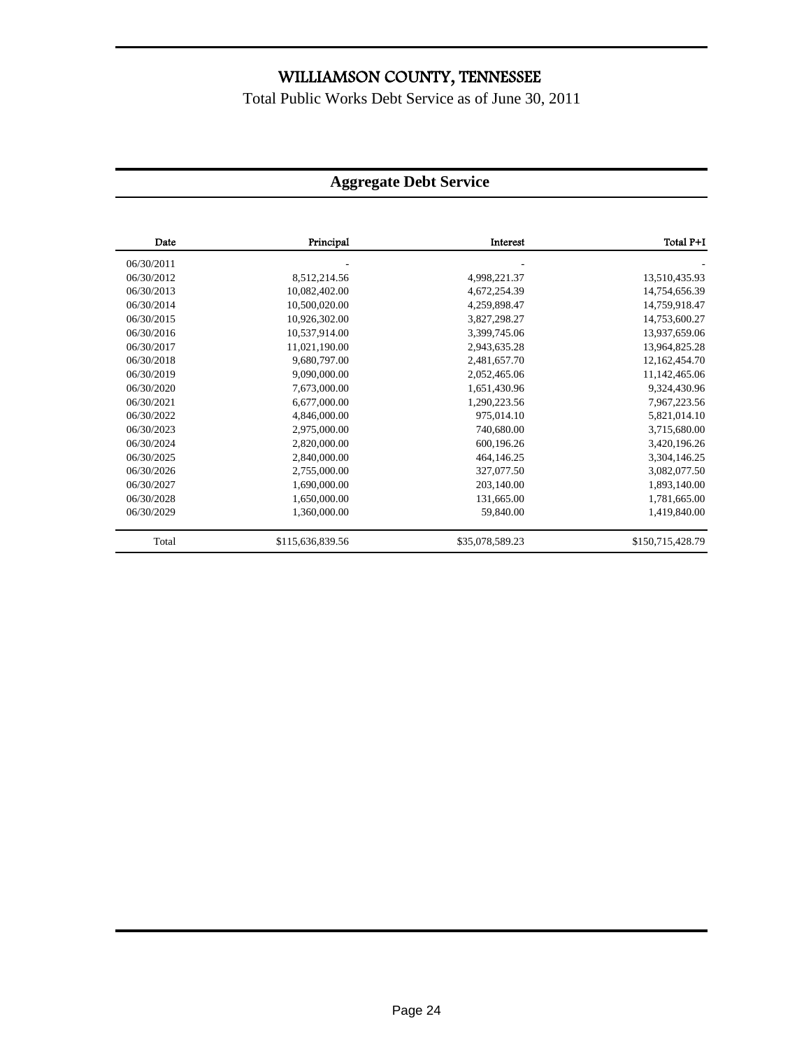# WILLIAMSON COUNTY, TENNESSEE

Total Public Works Debt Service as of June 30, 2011

## Aggregate Debt Service

| Date | Principal | Interest | Total P+I |
|---|---|---|---|
| 06/30/2011 | - | - | - |
| 06/30/2012 | 8,512,214.56 | 4,998,221.37 | 13,510,435.93 |
| 06/30/2013 | 10,082,402.00 | 4,672,254.39 | 14,754,656.39 |
| 06/30/2014 | 10,500,020.00 | 4,259,898.47 | 14,759,918.47 |
| 06/30/2015 | 10,926,302.00 | 3,827,298.27 | 14,753,600.27 |
| 06/30/2016 | 10,537,914.00 | 3,399,745.06 | 13,937,659.06 |
| 06/30/2017 | 11,021,190.00 | 2,943,635.28 | 13,964,825.28 |
| 06/30/2018 | 9,680,797.00 | 2,481,657.70 | 12,162,454.70 |
| 06/30/2019 | 9,090,000.00 | 2,052,465.06 | 11,142,465.06 |
| 06/30/2020 | 7,673,000.00 | 1,651,430.96 | 9,324,430.96 |
| 06/30/2021 | 6,677,000.00 | 1,290,223.56 | 7,967,223.56 |
| 06/30/2022 | 4,846,000.00 | 975,014.10 | 5,821,014.10 |
| 06/30/2023 | 2,975,000.00 | 740,680.00 | 3,715,680.00 |
| 06/30/2024 | 2,820,000.00 | 600,196.26 | 3,420,196.26 |
| 06/30/2025 | 2,840,000.00 | 464,146.25 | 3,304,146.25 |
| 06/30/2026 | 2,755,000.00 | 327,077.50 | 3,082,077.50 |
| 06/30/2027 | 1,690,000.00 | 203,140.00 | 1,893,140.00 |
| 06/30/2028 | 1,650,000.00 | 131,665.00 | 1,781,665.00 |
| 06/30/2029 | 1,360,000.00 | 59,840.00 | 1,419,840.00 |
| Total | $115,636,839.56 | $35,078,589.23 | $150,715,428.79 |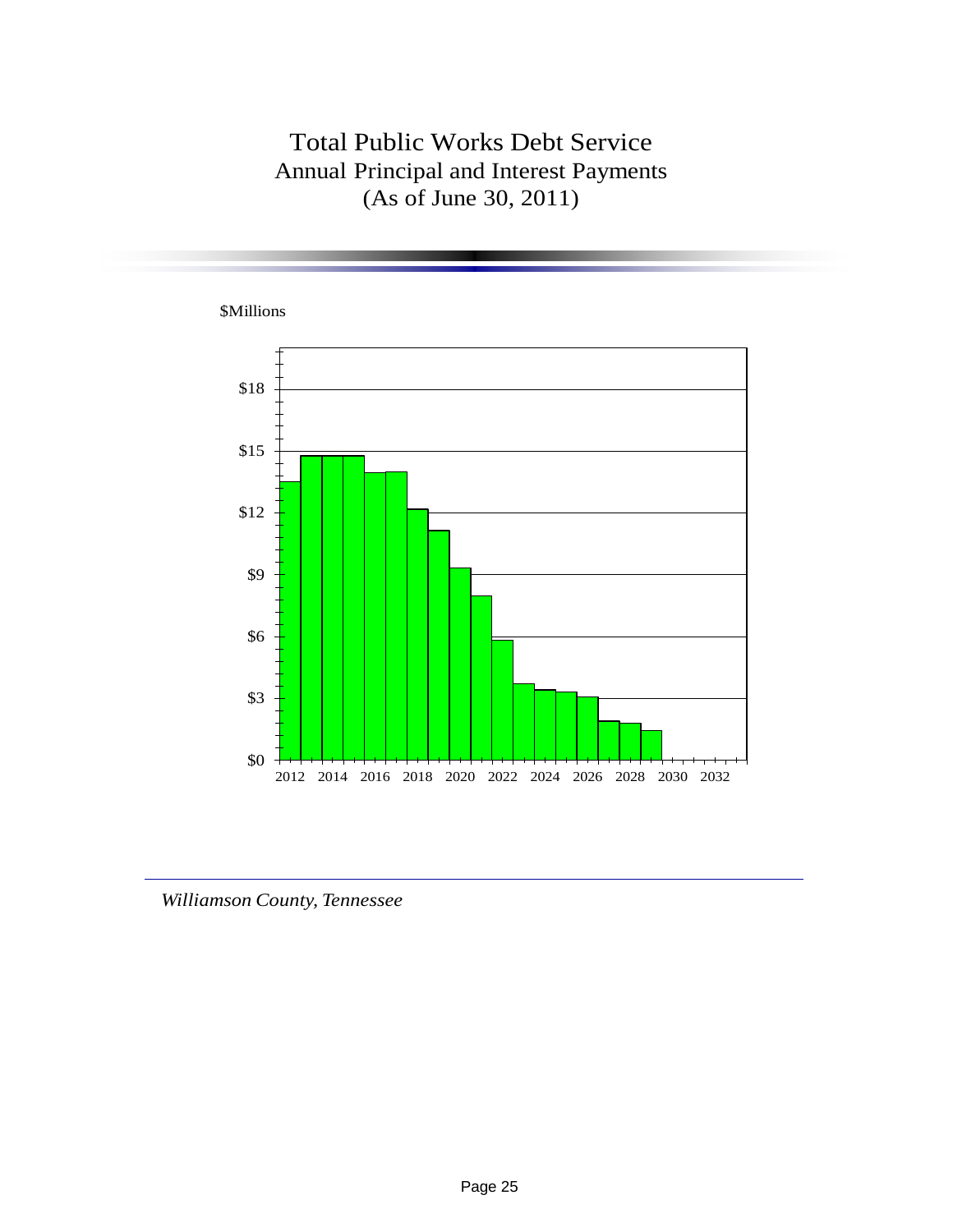# Total Public Works Debt Service

## Annual Principal and Interest Payments

## (As of June 30, 2011)

$Millions

*Williamson County, Tennessee*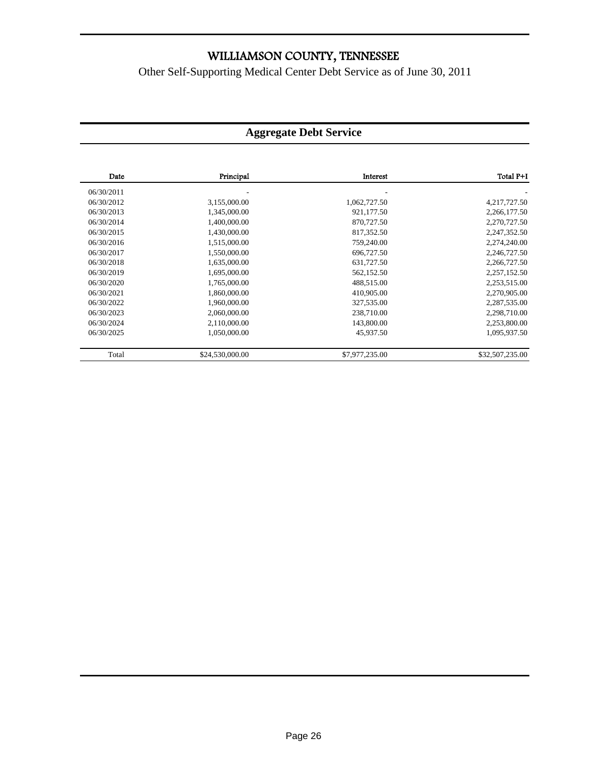# WILLIAMSON COUNTY, TENNESSEE

Other Self-Supporting Medical Center Debt Service as of June 30, 2011

## Aggregate Debt Service

| Date | Principal | Interest | Total P+I |
|---|---|---|---|
| 06/30/2011 | - | - | - |
| 06/30/2012 | 3,155,000.00 | 1,062,727.50 | 4,217,727.50 |
| 06/30/2013 | 1,345,000.00 | 921,177.50 | 2,266,177.50 |
| 06/30/2014 | 1,400,000.00 | 870,727.50 | 2,270,727.50 |
| 06/30/2015 | 1,430,000.00 | 817,352.50 | 2,247,352.50 |
| 06/30/2016 | 1,515,000.00 | 759,240.00 | 2,274,240.00 |
| 06/30/2017 | 1,550,000.00 | 696,727.50 | 2,246,727.50 |
| 06/30/2018 | 1,635,000.00 | 631,727.50 | 2,266,727.50 |
| 06/30/2019 | 1,695,000.00 | 562,152.50 | 2,257,152.50 |
| 06/30/2020 | 1,765,000.00 | 488,515.00 | 2,253,515.00 |
| 06/30/2021 | 1,860,000.00 | 410,905.00 | 2,270,905.00 |
| 06/30/2022 | 1,960,000.00 | 327,535.00 | 2,287,535.00 |
| 06/30/2023 | 2,060,000.00 | 238,710.00 | 2,298,710.00 |
| 06/30/2024 | 2,110,000.00 | 143,800.00 | 2,253,800.00 |
| 06/30/2025 | 1,050,000.00 | 45,937.50 | 1,095,937.50 |
| Total | $24,530,000.00 | $7,977,235.00 | $32,507,235.00 |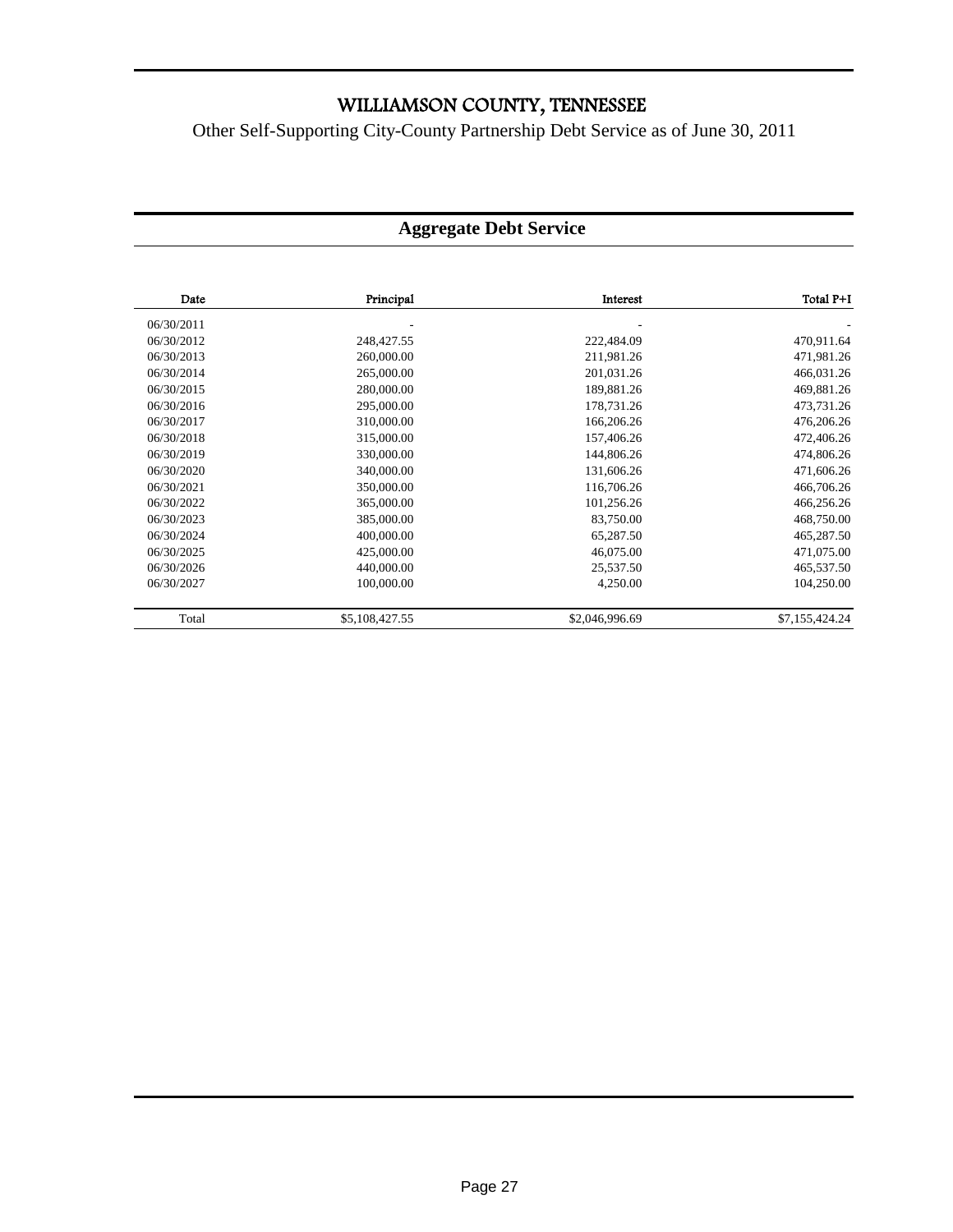# WILLIAMSON COUNTY, TENNESSEE

Other Self-Supporting City-County Partnership Debt Service as of June 30, 2011

## Aggregate Debt Service

| Date | Principal | Interest | Total P+I |
|---|---|---|---|
| 06/30/2011 | - | - | - |
| 06/30/2012 | 248,427.55 | 222,484.09 | 470,911.64 |
| 06/30/2013 | 260,000.00 | 211,981.26 | 471,981.26 |
| 06/30/2014 | 265,000.00 | 201,031.26 | 466,031.26 |
| 06/30/2015 | 280,000.00 | 189,881.26 | 469,881.26 |
| 06/30/2016 | 295,000.00 | 178,731.26 | 473,731.26 |
| 06/30/2017 | 310,000.00 | 166,206.26 | 476,206.26 |
| 06/30/2018 | 315,000.00 | 157,406.26 | 472,406.26 |
| 06/30/2019 | 330,000.00 | 144,806.26 | 474,806.26 |
| 06/30/2020 | 340,000.00 | 131,606.26 | 471,606.26 |
| 06/30/2021 | 350,000.00 | 116,706.26 | 466,706.26 |
| 06/30/2022 | 365,000.00 | 101,256.26 | 466,256.26 |
| 06/30/2023 | 385,000.00 | 83,750.00 | 468,750.00 |
| 06/30/2024 | 400,000.00 | 65,287.50 | 465,287.50 |
| 06/30/2025 | 425,000.00 | 46,075.00 | 471,075.00 |
| 06/30/2026 | 440,000.00 | 25,537.50 | 465,537.50 |
| 06/30/2027 | 100,000.00 | 4,250.00 | 104,250.00 |
| Total | $5,108,427.55 | $2,046,996.69 | $7,155,424.24 |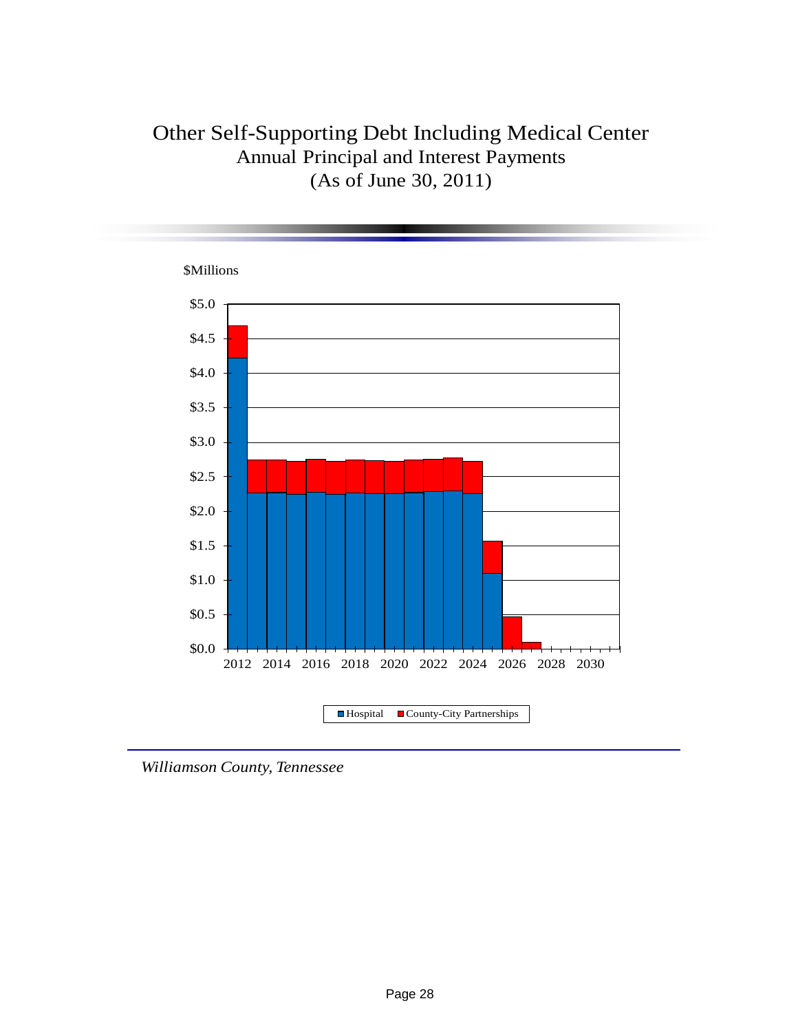# Other Self-Supporting Debt Including Medical Center

## Annual Principal and Interest Payments

## (As of June 30, 2011)

$Millions

$5.0
$4.5
$4.0
$3.5
$3.0
$2.5
$2.0
$1.5
$1.0
$0.5
$0.0

2012 2014 2016 2018 2020 2022 2024 2026 2028 2030

Hospital
County-City Partnerships

*Williamson County, Tennessee*